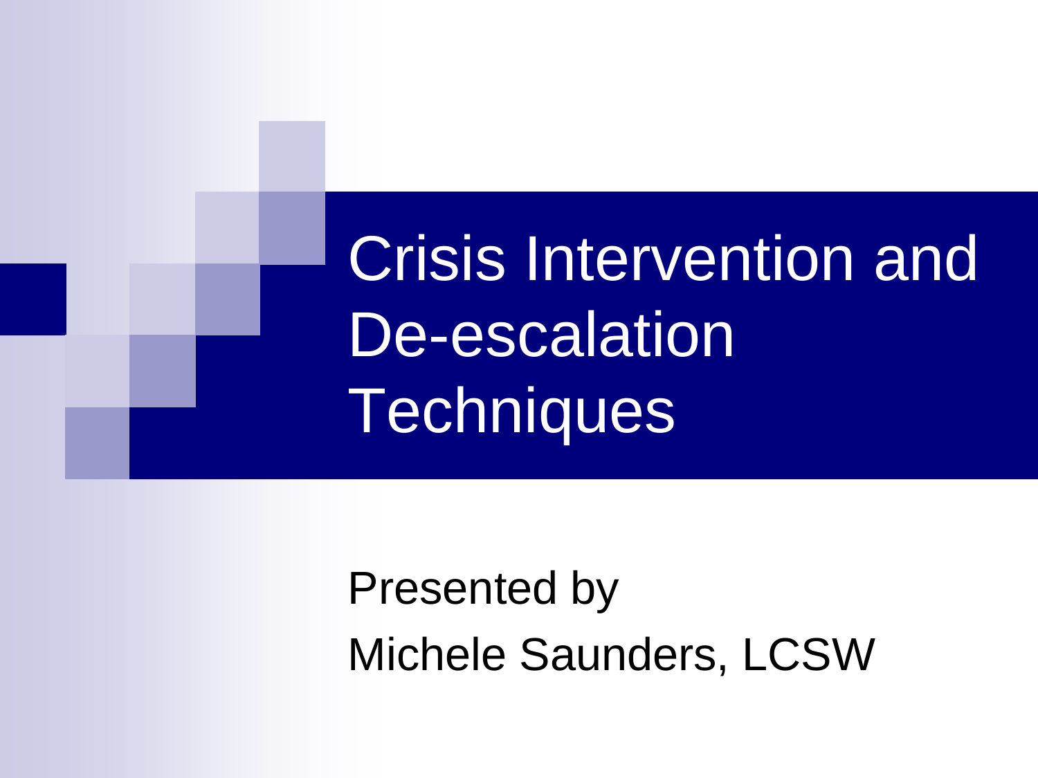# Crisis Intervention and De-escalation Techniques

Presented by

Michele Saunders, LCSW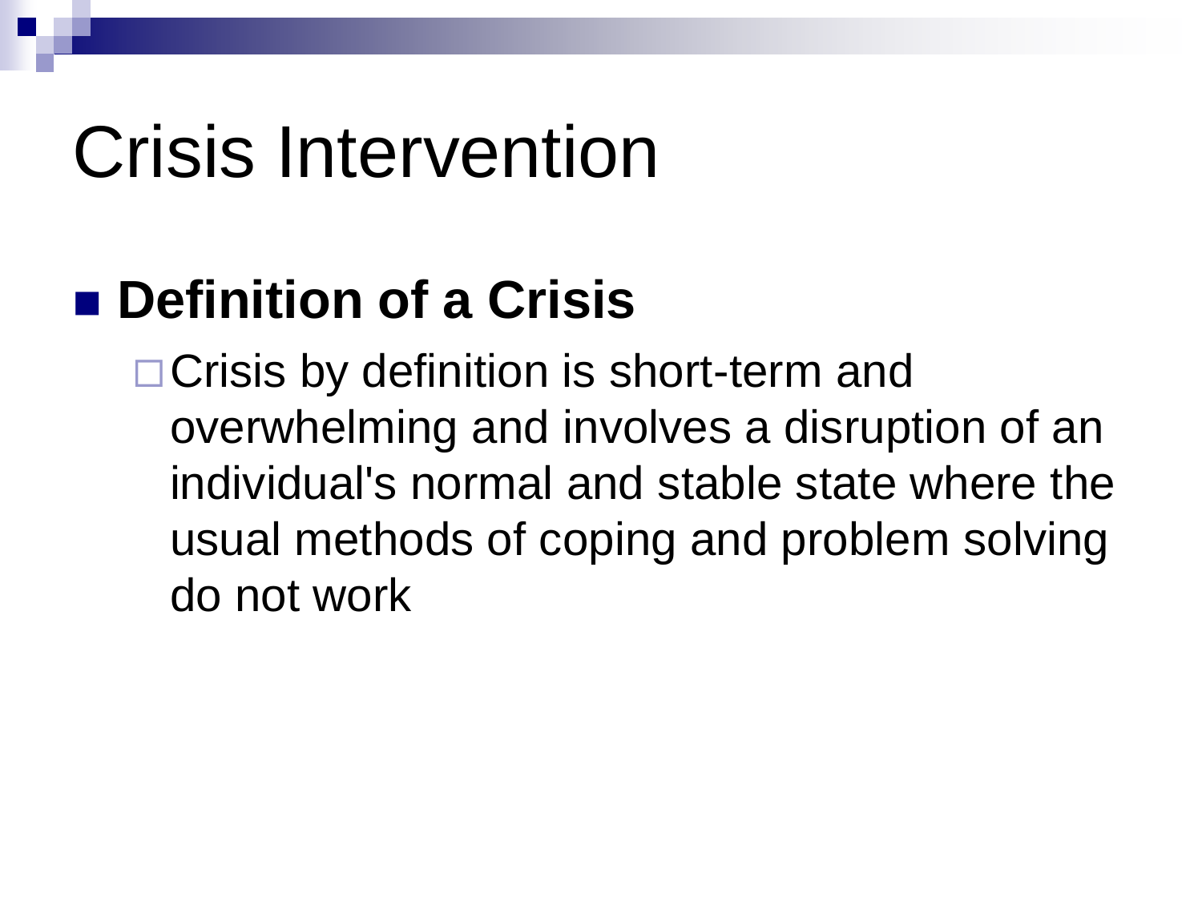# Crisis Intervention

- **Definition of a Crisis**
  - Crisis by definition is short-term and overwhelming and involves a disruption of an individual's normal and stable state where the usual methods of coping and problem solving do not work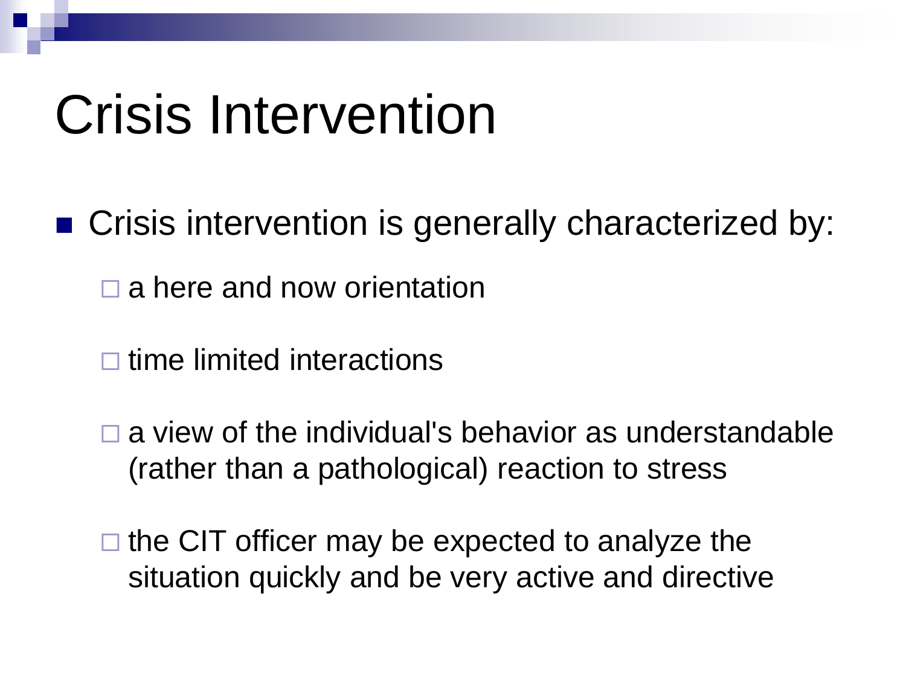# Crisis Intervention

- Crisis intervention is generally characterized by:
  - a here and now orientation
  - time limited interactions
  - a view of the individual's behavior as understandable (rather than a pathological) reaction to stress
  - the CIT officer may be expected to analyze the situation quickly and be very active and directive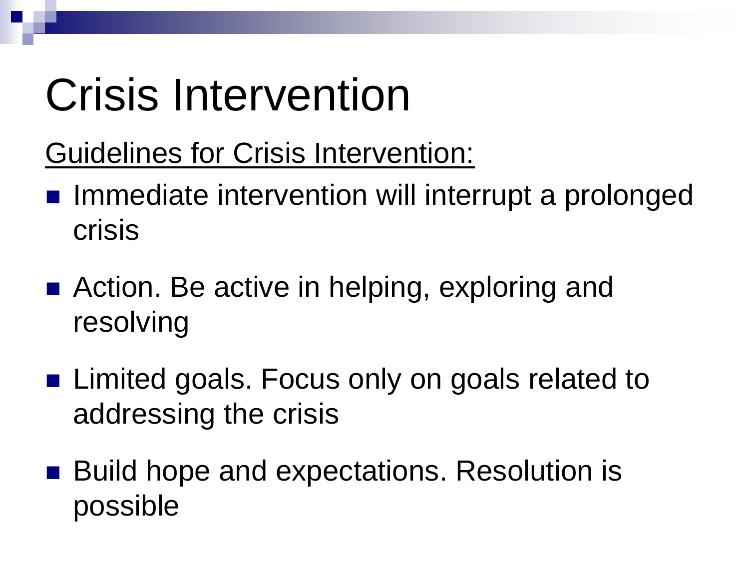# Crisis Intervention

<u>Guidelines for Crisis Intervention:</u>

- Immediate intervention will interrupt a prolonged crisis
- Action. Be active in helping, exploring and resolving
- Limited goals. Focus only on goals related to addressing the crisis
- Build hope and expectations. Resolution is possible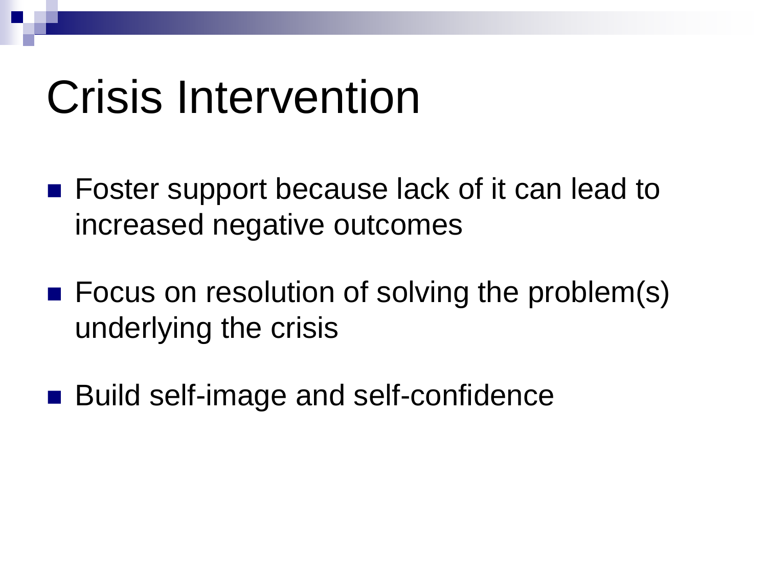# Crisis Intervention

- Foster support because lack of it can lead to increased negative outcomes
- Focus on resolution of solving the problem(s) underlying the crisis
- Build self-image and self-confidence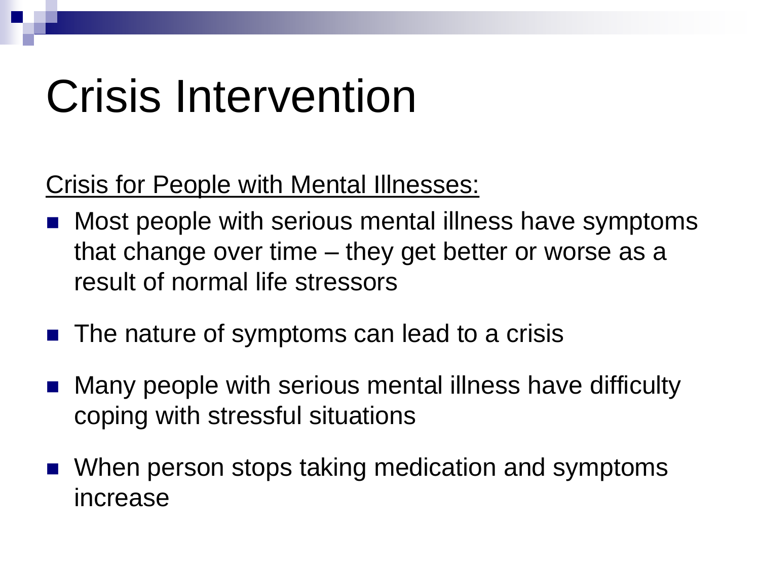# Crisis Intervention

<u>Crisis for People with Mental Illnesses:</u>

- Most people with serious mental illness have symptoms that change over time – they get better or worse as a result of normal life stressors
- The nature of symptoms can lead to a crisis
- Many people with serious mental illness have difficulty coping with stressful situations
- When person stops taking medication and symptoms increase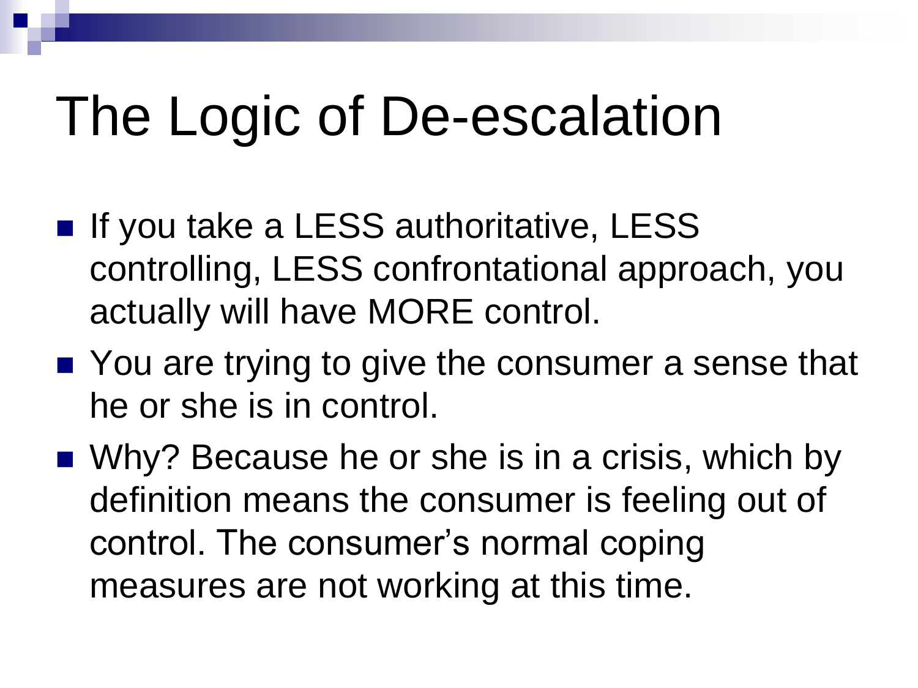# The Logic of De-escalation

- If you take a LESS authoritative, LESS controlling, LESS confrontational approach, you actually will have MORE control.
- You are trying to give the consumer a sense that he or she is in control.
- Why? Because he or she is in a crisis, which by definition means the consumer is feeling out of control. The consumer's normal coping measures are not working at this time.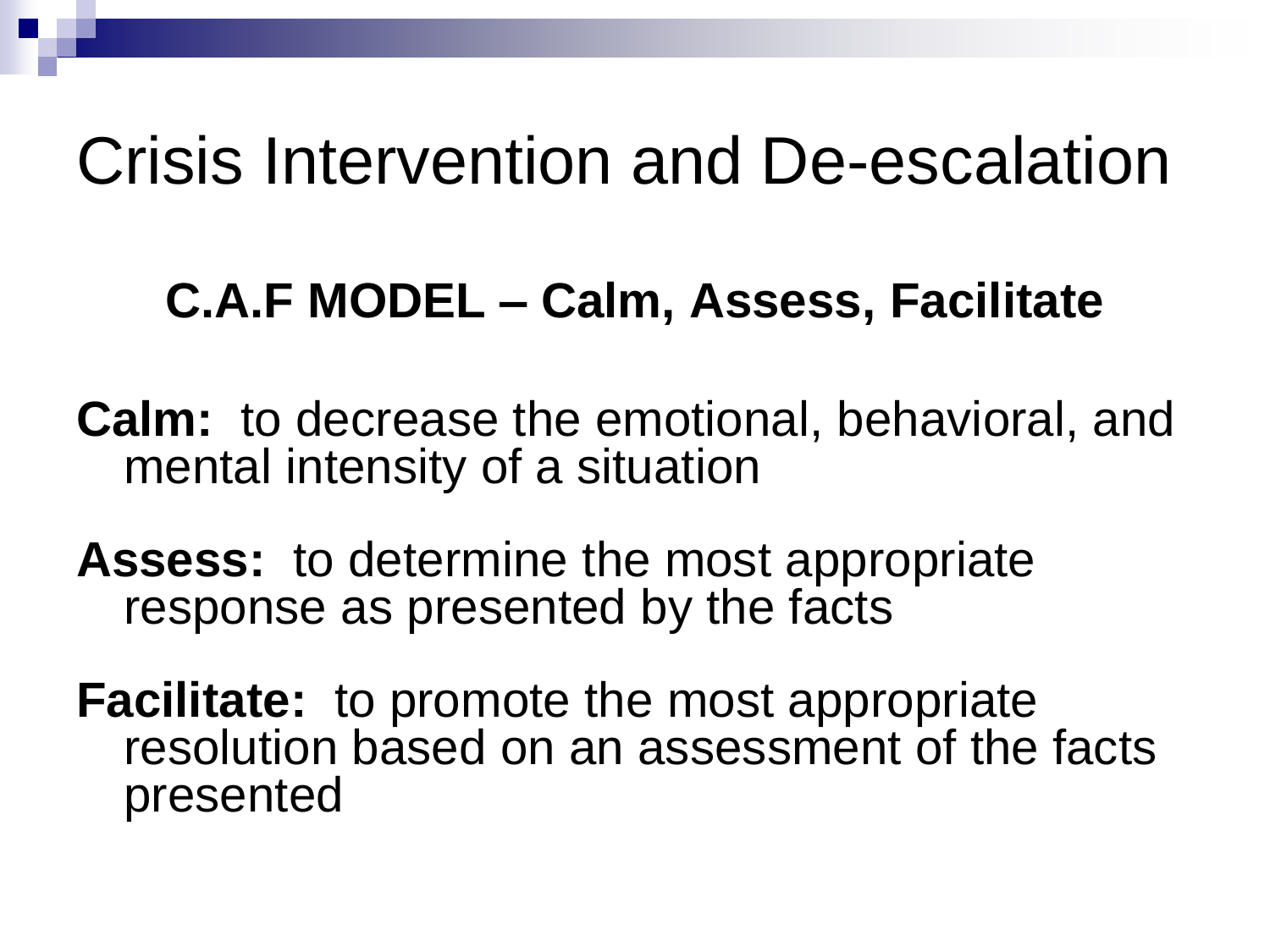# Crisis Intervention and De-escalation

**C.A.F MODEL – Calm, Assess, Facilitate**

**Calm:** to decrease the emotional, behavioral, and mental intensity of a situation

**Assess:** to determine the most appropriate response as presented by the facts

**Facilitate:** to promote the most appropriate resolution based on an assessment of the facts presented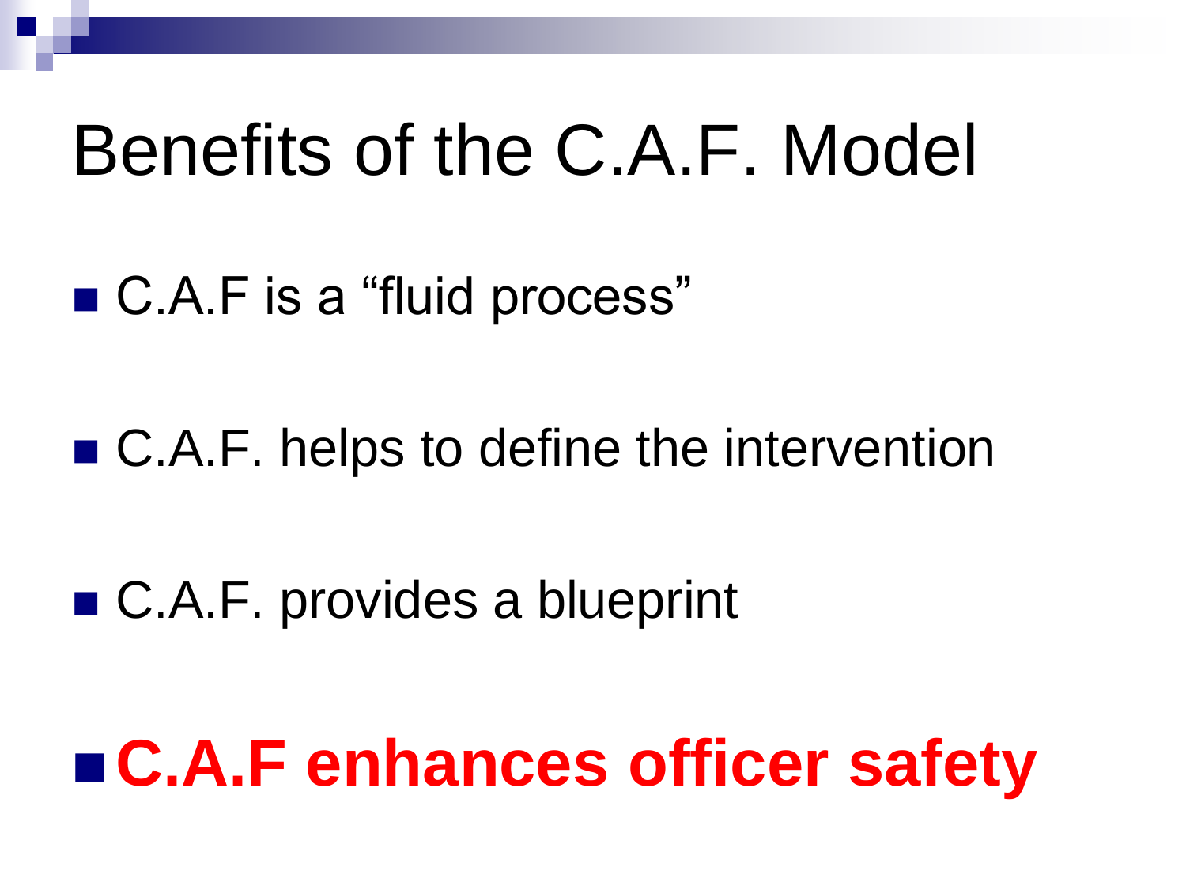# Benefits of the C.A.F. Model

- C.A.F is a “fluid process”
- C.A.F. helps to define the intervention
- C.A.F. provides a blueprint
- **C.A.F enhances officer safety**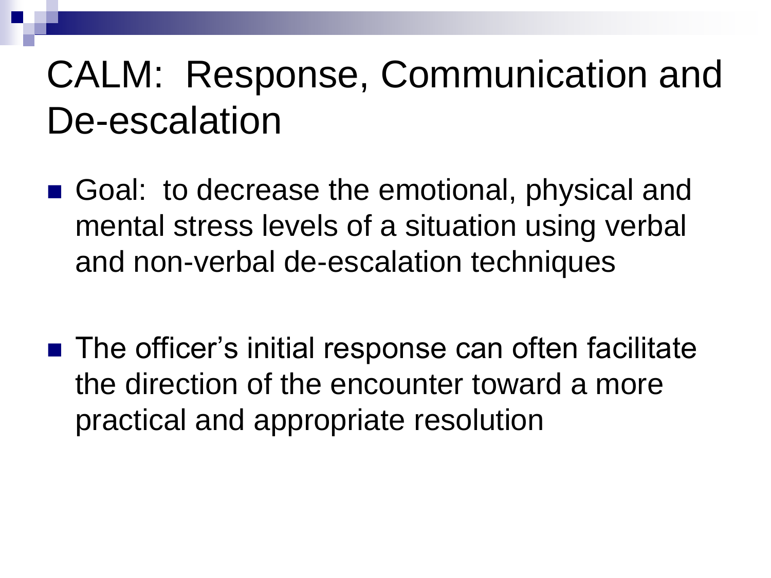# CALM: Response, Communication and De-escalation

- Goal: to decrease the emotional, physical and mental stress levels of a situation using verbal and non-verbal de-escalation techniques

- The officer’s initial response can often facilitate the direction of the encounter toward a more practical and appropriate resolution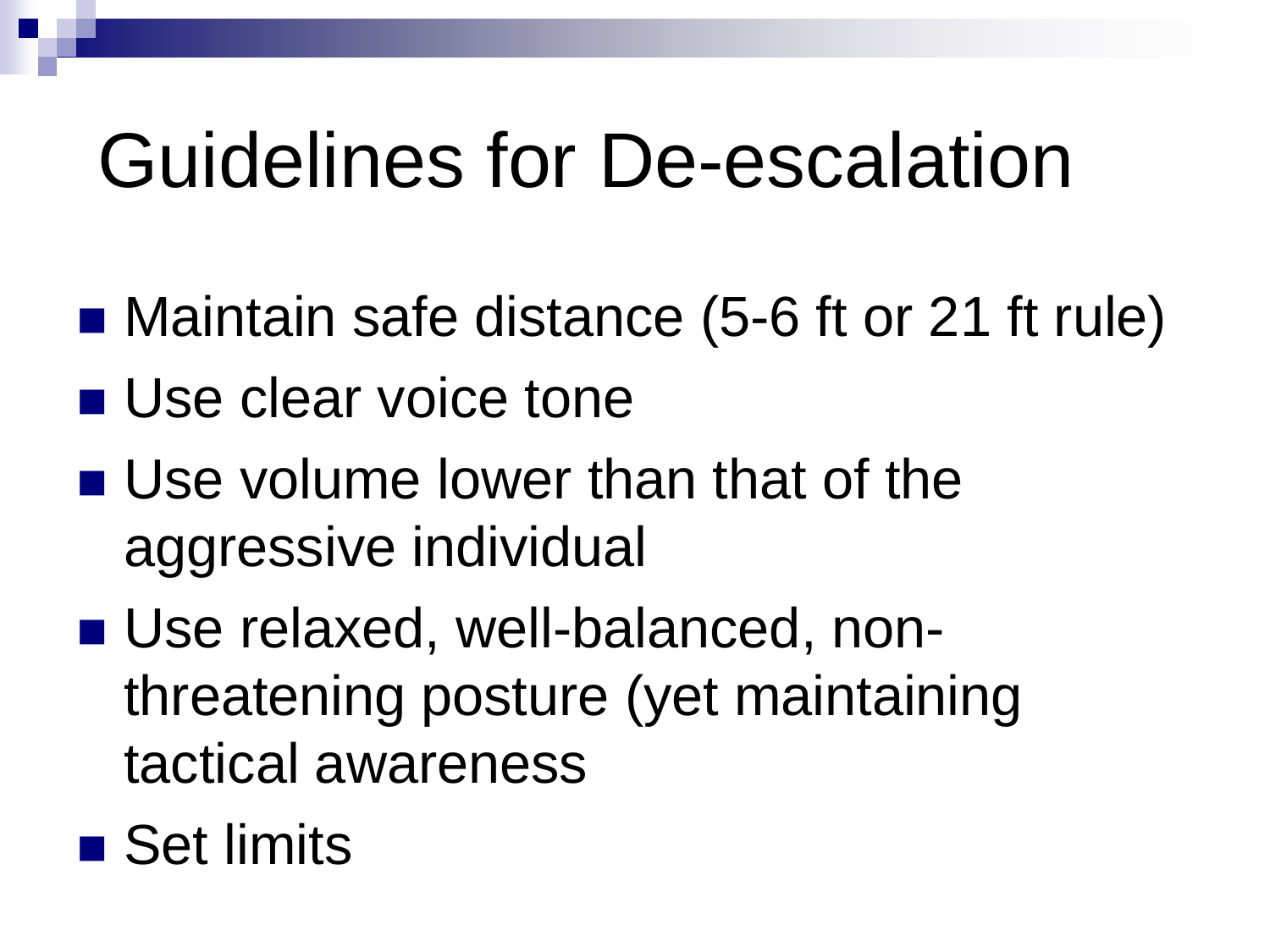# Guidelines for De-escalation

- Maintain safe distance (5-6 ft or 21 ft rule)
- Use clear voice tone
- Use volume lower than that of the aggressive individual
- Use relaxed, well-balanced, non-threatening posture (yet maintaining tactical awareness
- Set limits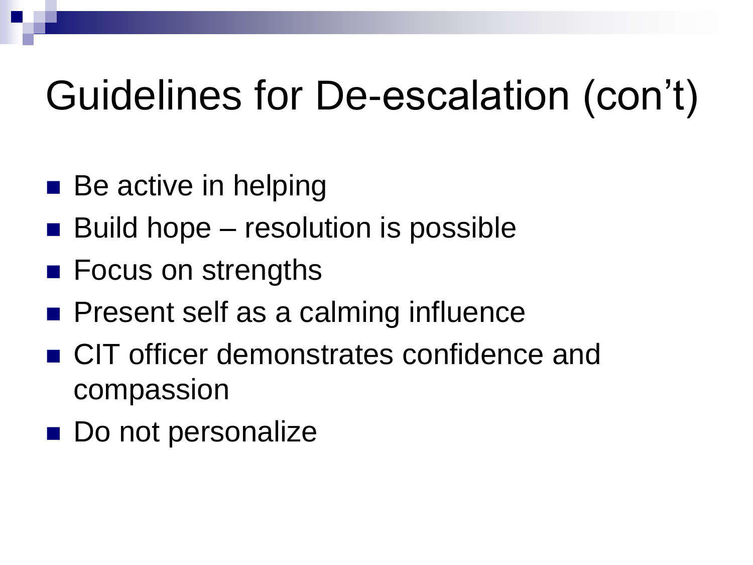# Guidelines for De-escalation (con't)

- Be active in helping
- Build hope – resolution is possible
- Focus on strengths
- Present self as a calming influence
- CIT officer demonstrates confidence and compassion
- Do not personalize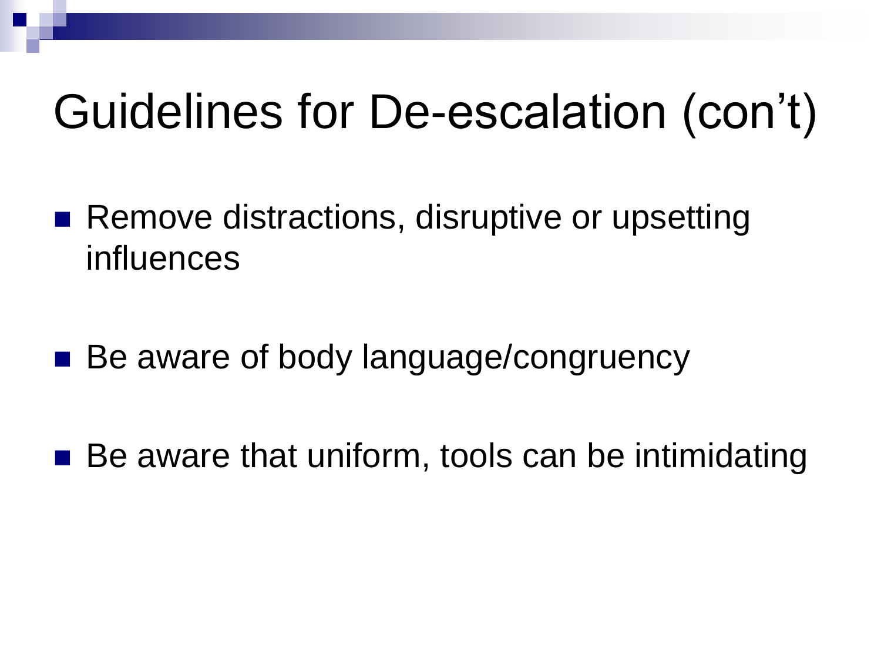# Guidelines for De-escalation (con't)

- Remove distractions, disruptive or upsetting influences

- Be aware of body language/congruency

- Be aware that uniform, tools can be intimidating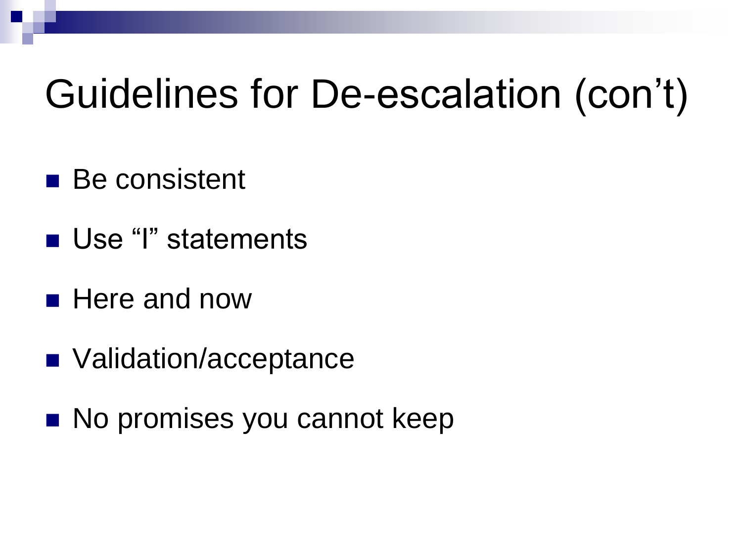# Guidelines for De-escalation (con’t)

- Be consistent
- Use “I” statements
- Here and now
- Validation/acceptance
- No promises you cannot keep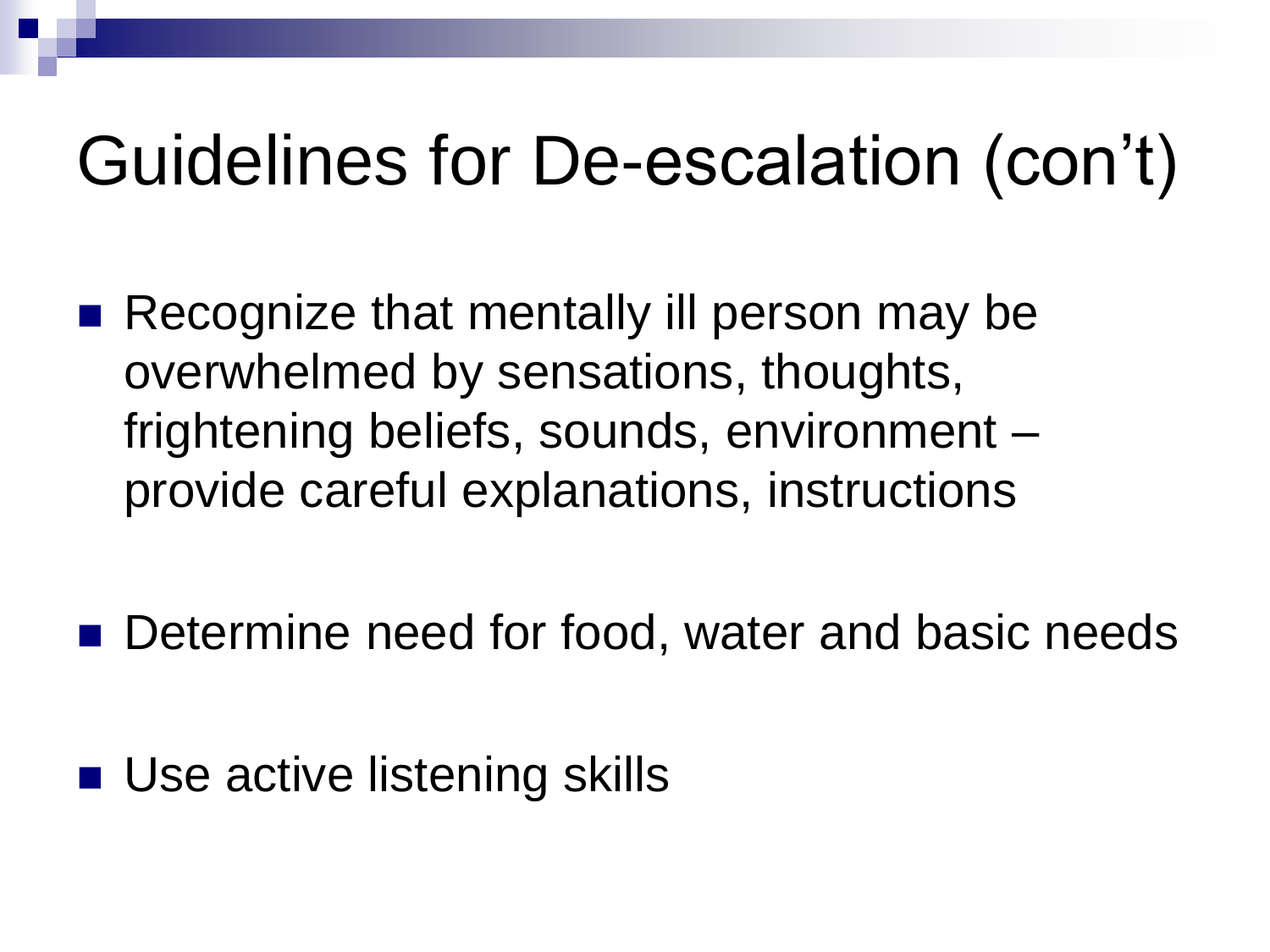# Guidelines for De-escalation (con't)

- Recognize that mentally ill person may be overwhelmed by sensations, thoughts, frightening beliefs, sounds, environment – provide careful explanations, instructions
- Determine need for food, water and basic needs
- Use active listening skills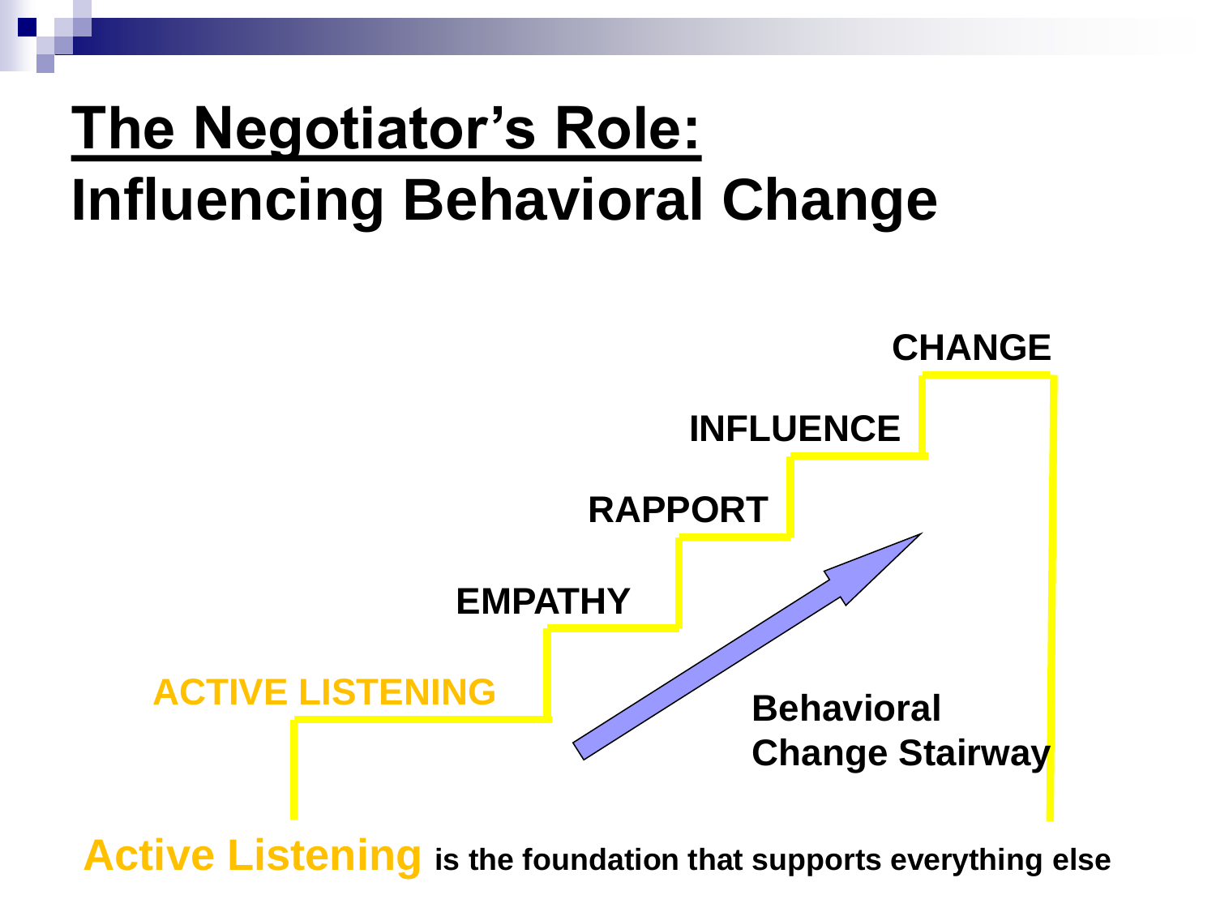# The Negotiator's Role:
# Influencing Behavioral Change

CHANGE

INFLUENCE

RAPPORT

EMPATHY

ACTIVE LISTENING

Behavioral Change Stairway

**Active Listening** is the foundation that supports everything else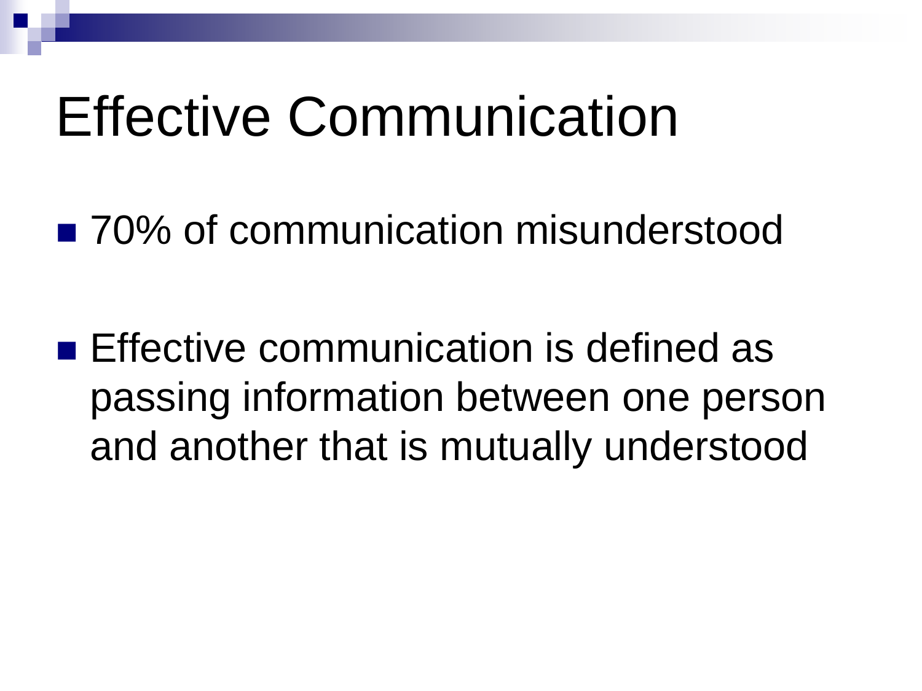# Effective Communication

- 70% of communication misunderstood

- Effective communication is defined as passing information between one person and another that is mutually understood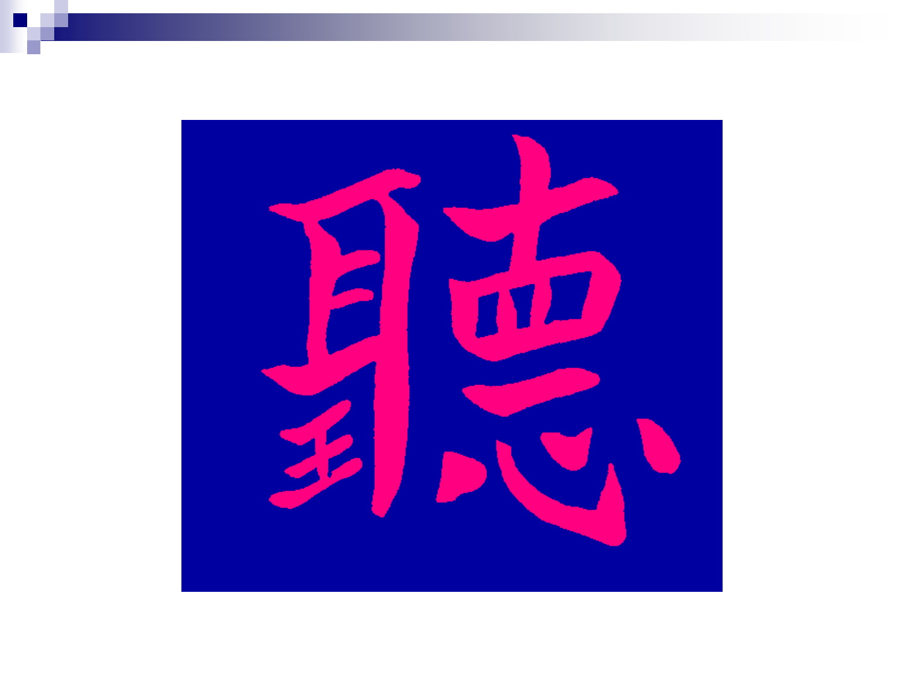聽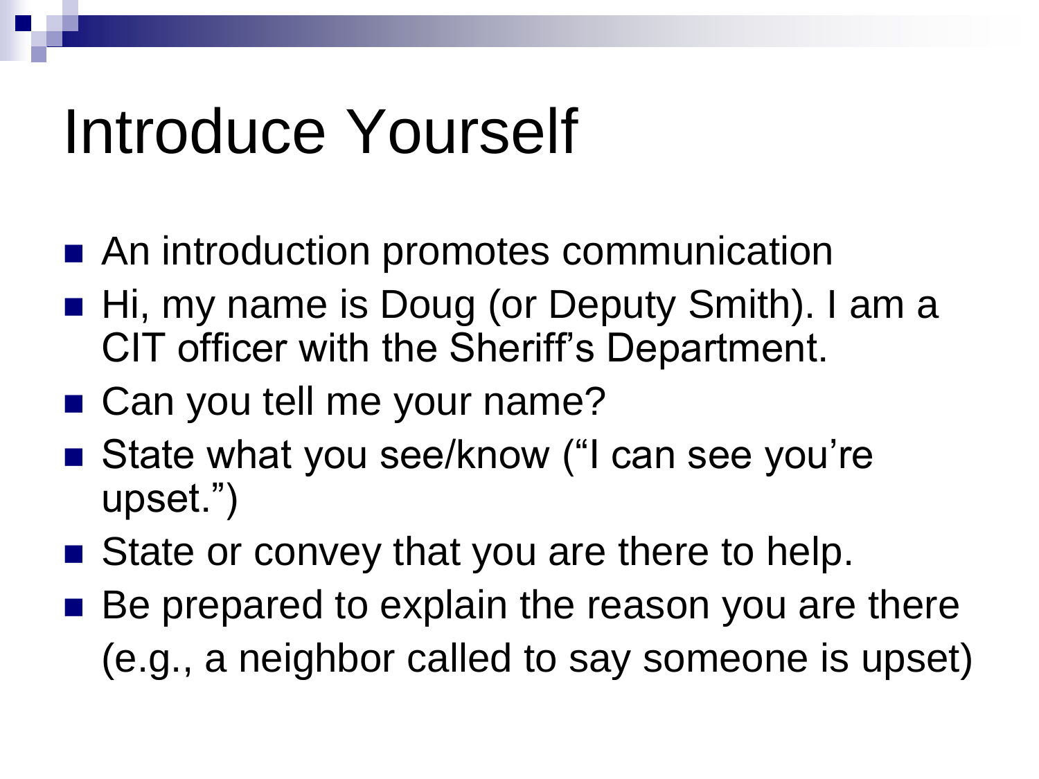# Introduce Yourself

- An introduction promotes communication
- Hi, my name is Doug (or Deputy Smith). I am a CIT officer with the Sheriff’s Department.
- Can you tell me your name?
- State what you see/know (“I can see you’re upset.”)
- State or convey that you are there to help.
- Be prepared to explain the reason you are there (e.g., a neighbor called to say someone is upset)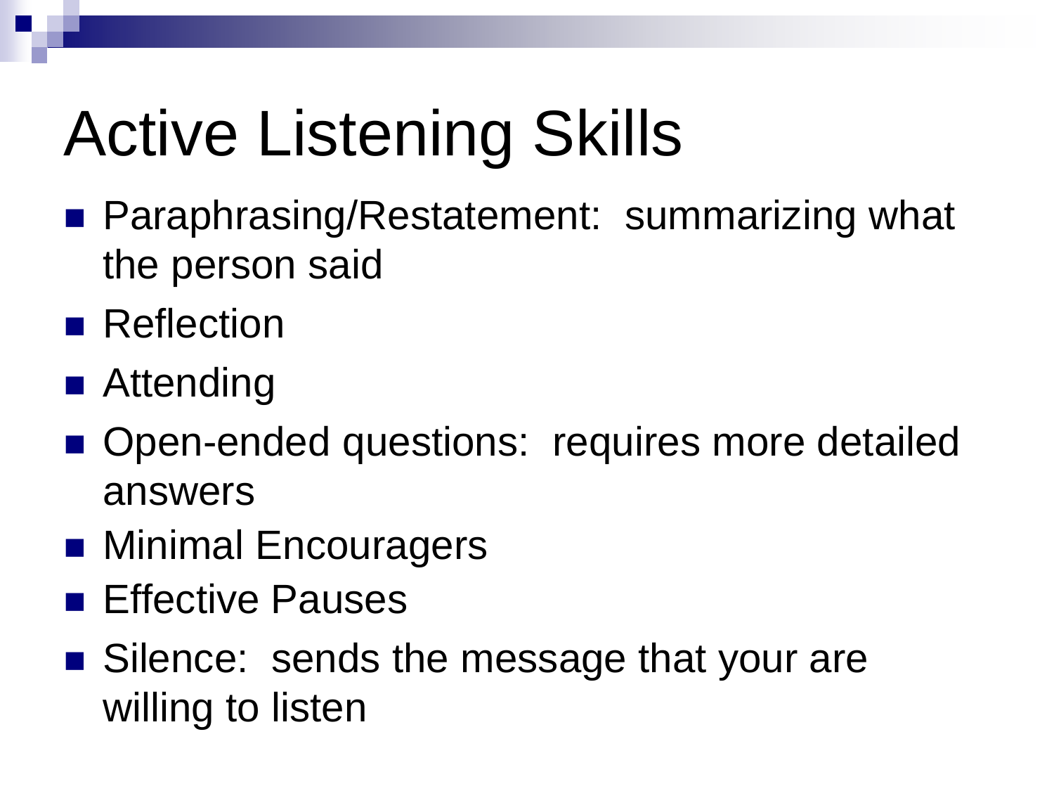# Active Listening Skills

- Paraphrasing/Restatement:  summarizing what the person said
- Reflection
- Attending
- Open-ended questions:  requires more detailed answers
- Minimal Encouragers
- Effective Pauses
- Silence:  sends the message that your are willing to listen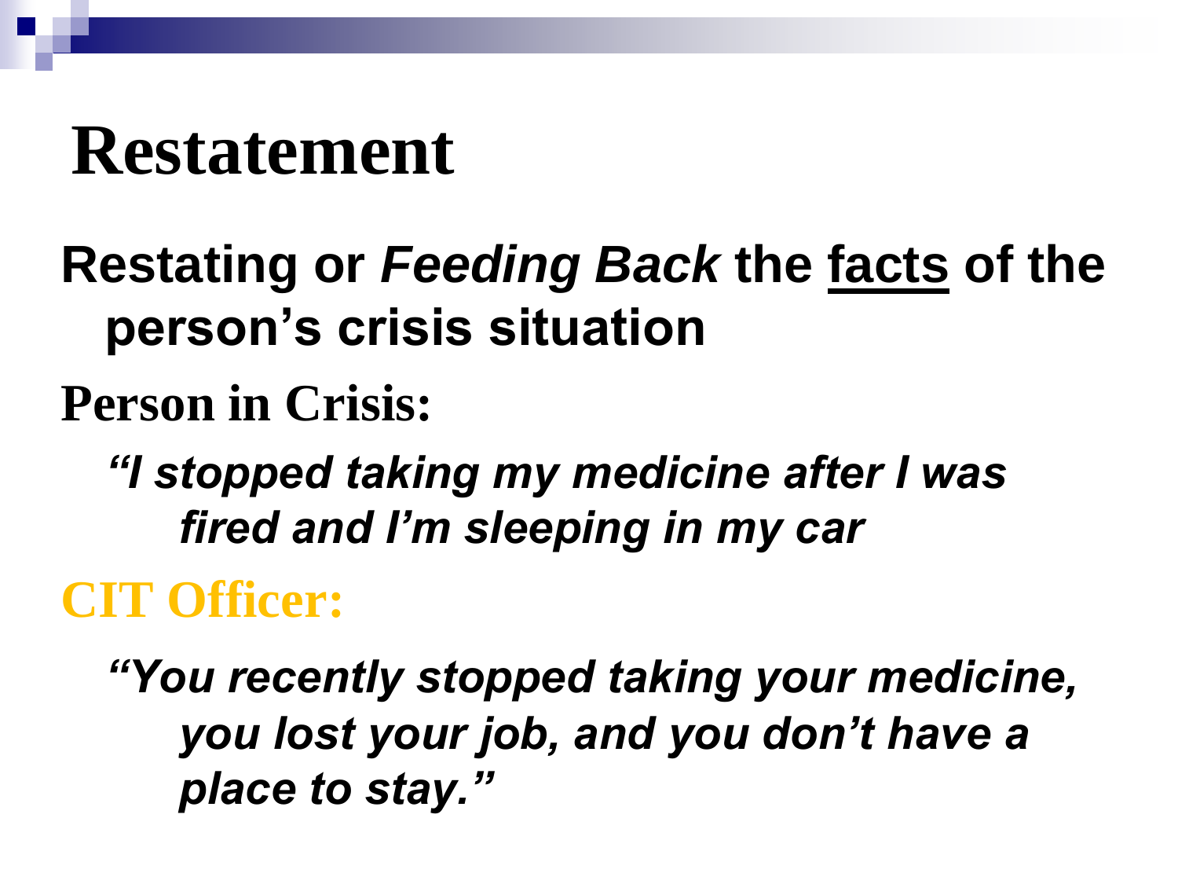# Restatement

**Restating or *Feeding Back* the <u>facts</u> of the person's crisis situation**

**Person in Crisis:**

***"I stopped taking my medicine after I was fired and I'm sleeping in my car***

**CIT Officer:**

***"You recently stopped taking your medicine, you lost your job, and you don't have a place to stay."***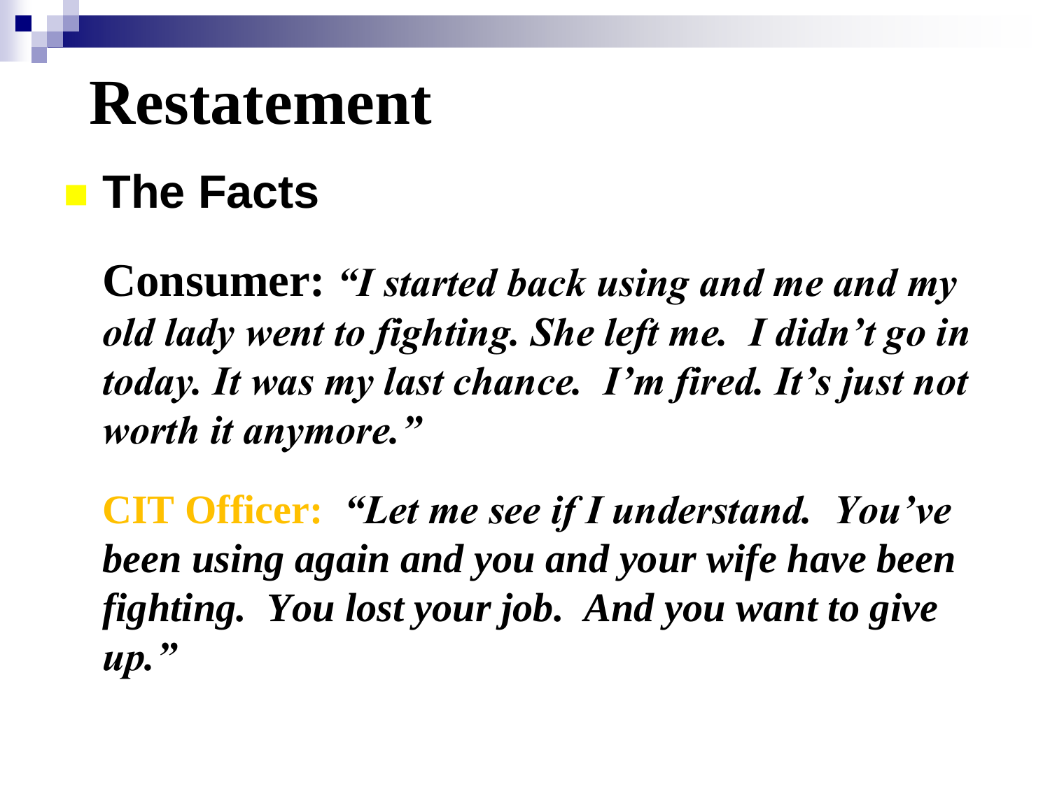# Restatement

- **The Facts**

**Consumer:** ***"I started back using and me and my old lady went to fighting. She left me. I didn't go in today. It was my last chance. I'm fired. It's just not worth it anymore."***

**CIT Officer:** ***"Let me see if I understand. You've been using again and you and your wife have been fighting. You lost your job. And you want to give up."***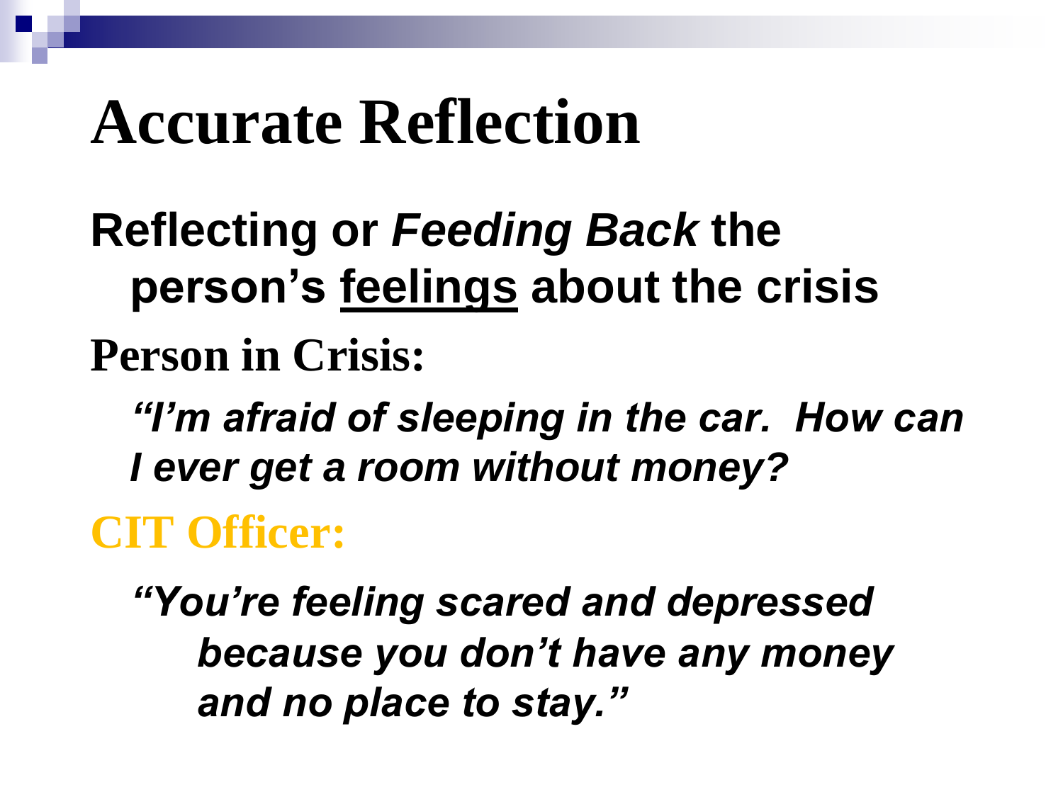# Accurate Reflection

**Reflecting or *Feeding Back* the person's feelings about the crisis**

**Person in Crisis:**

***"I'm afraid of sleeping in the car. How can I ever get a room without money?***

**CIT Officer:**

***"You're feeling scared and depressed because you don't have any money and no place to stay."***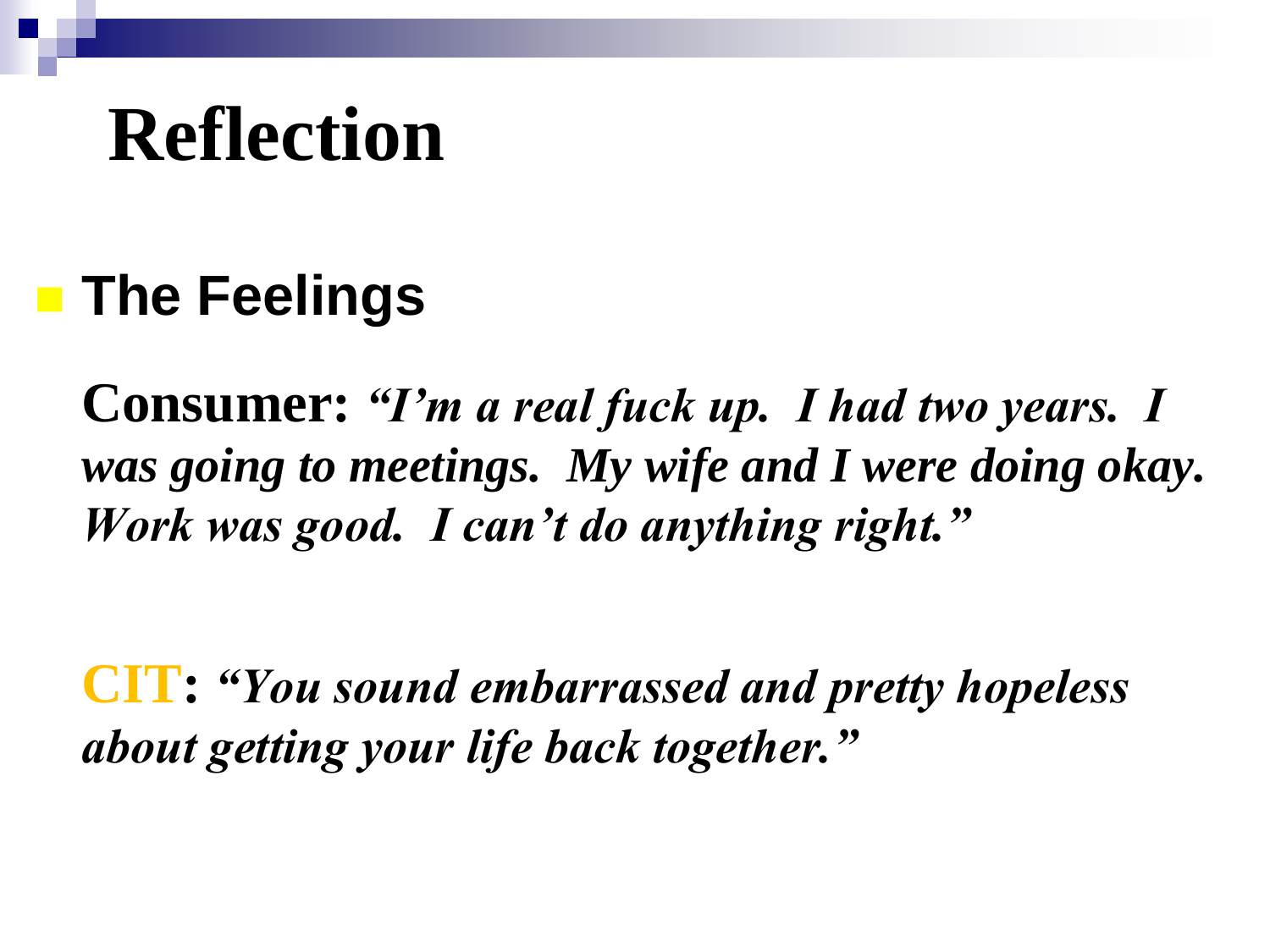# Reflection

- **The Feelings**

**Consumer:** ***"I'm a real fuck up. I had two years. I was going to meetings. My wife and I were doing okay. Work was good. I can't do anything right."***

**CIT:** ***"You sound embarrassed and pretty hopeless about getting your life back together."***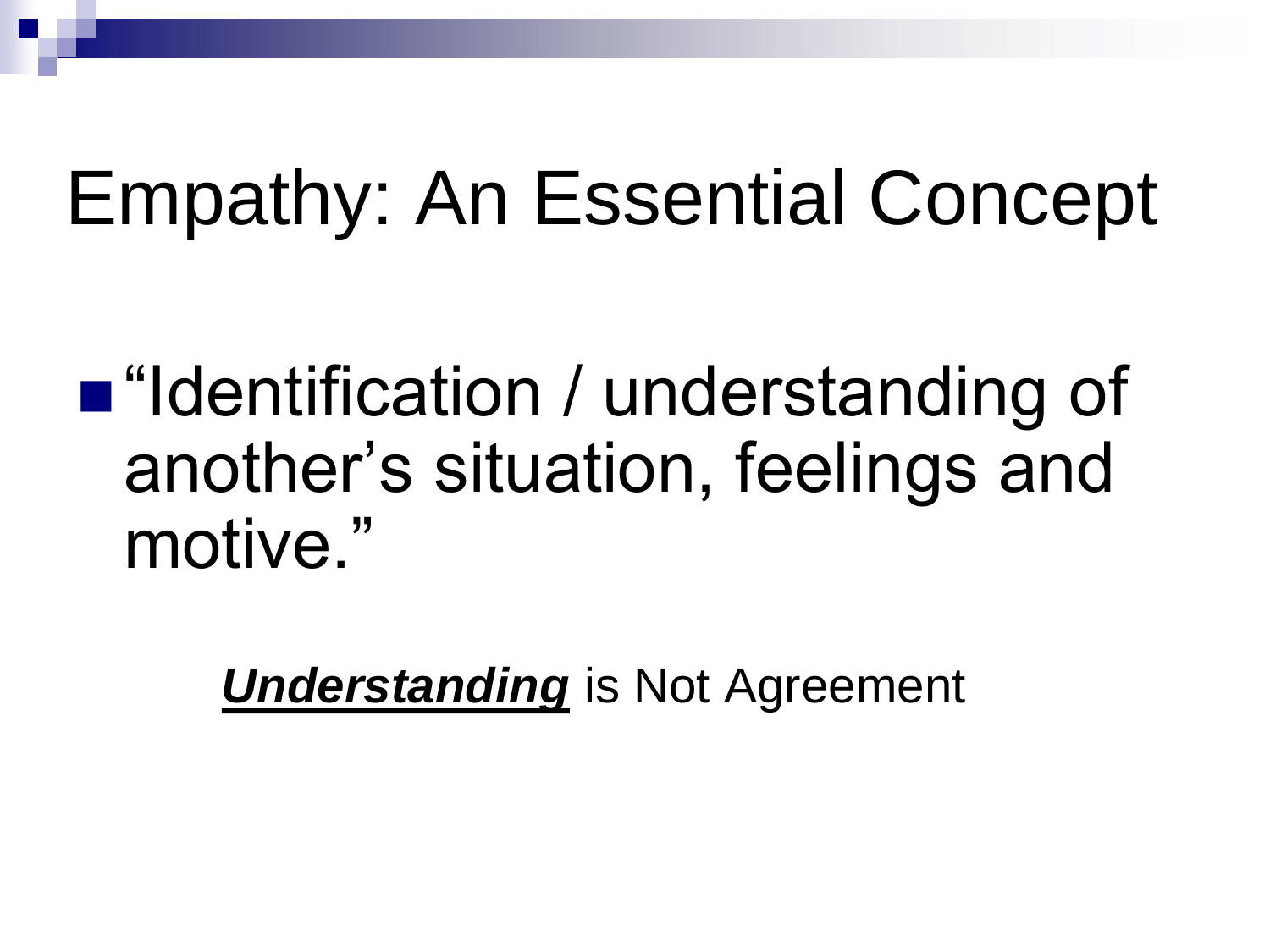# Empathy: An Essential Concept

- "Identification / understanding of another's situation, feelings and motive."

***Understanding*** is Not Agreement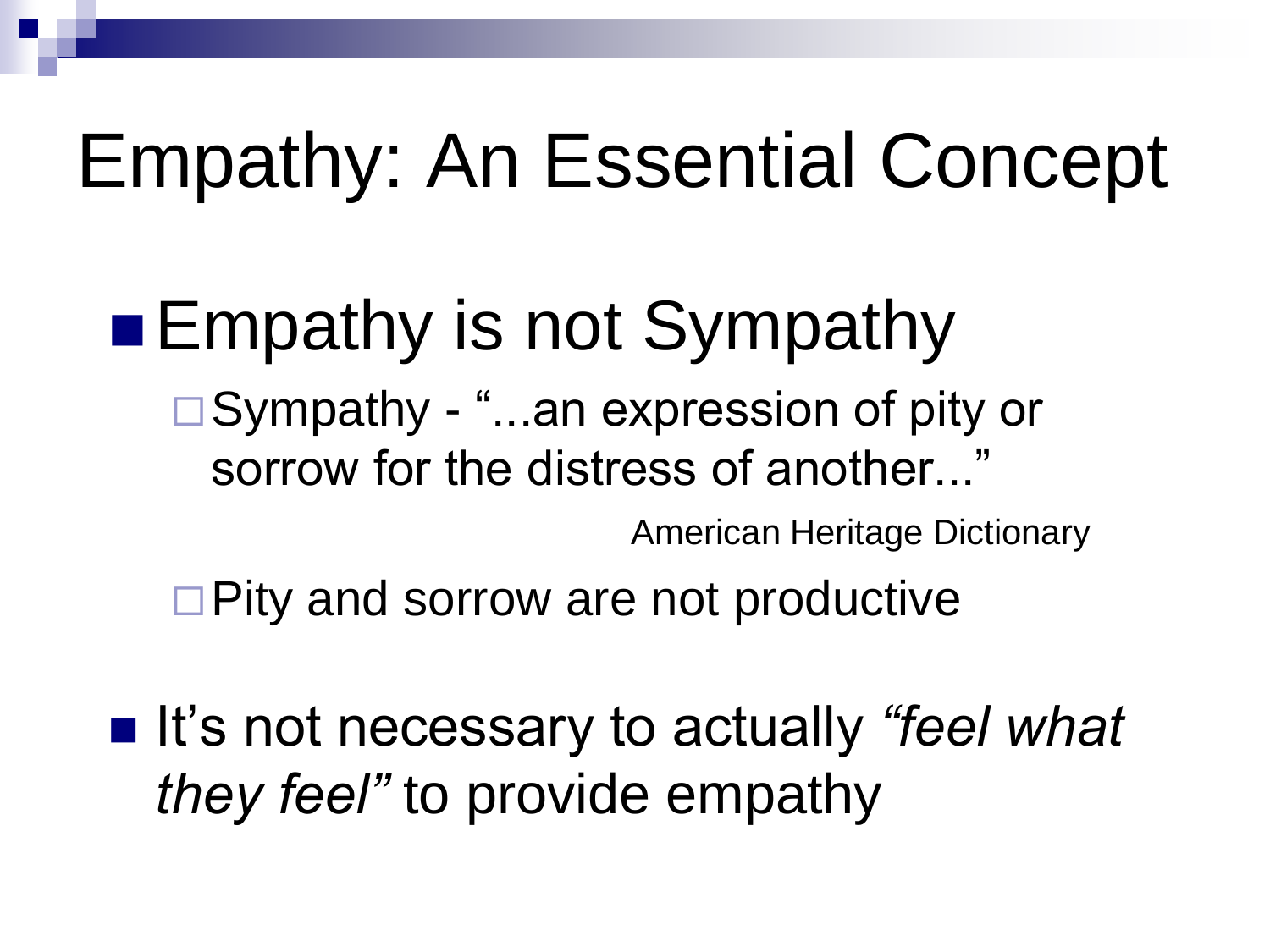# Empathy: An Essential Concept

- Empathy is not Sympathy
  - Sympathy - "...an expression of pity or sorrow for the distress of another..."

    American Heritage Dictionary
  - Pity and sorrow are not productive
- It's not necessary to actually *"feel what they feel"* to provide empathy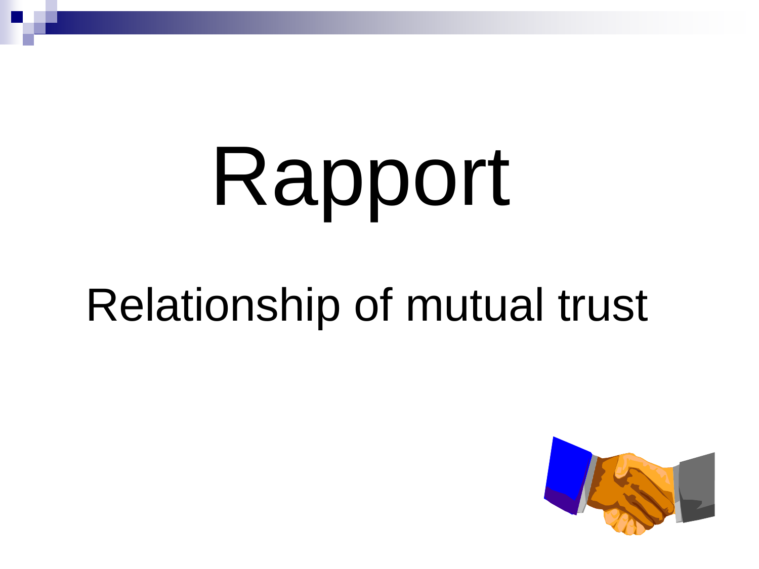# Rapport

Relationship of mutual trust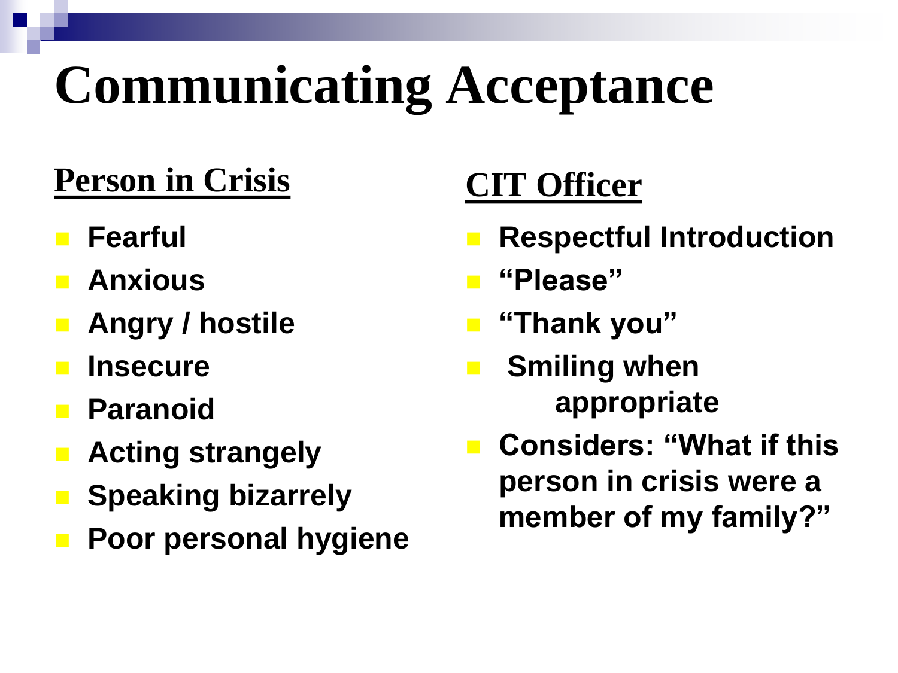# Communicating Acceptance

## Person in Crisis

- Fearful
- Anxious
- Angry / hostile
- Insecure
- Paranoid
- Acting strangely
- Speaking bizarrely
- Poor personal hygiene

## CIT Officer

- Respectful Introduction
- "Please"
- "Thank you"
- Smiling when appropriate
- Considers: "What if this person in crisis were a member of my family?"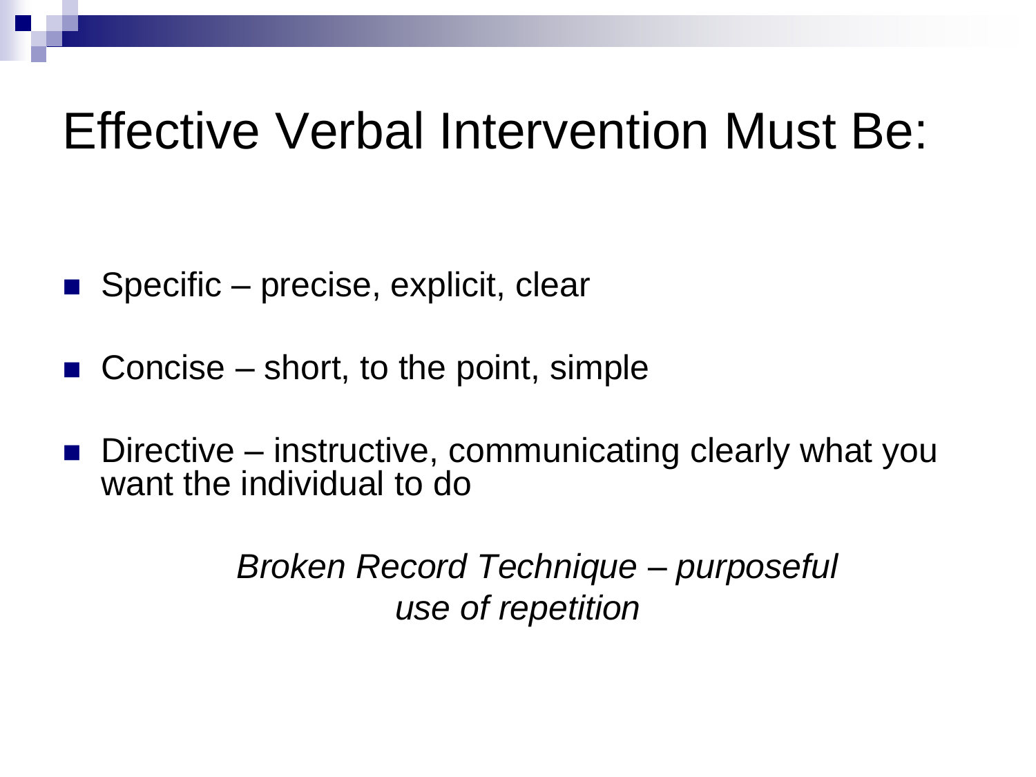# Effective Verbal Intervention Must Be:

- Specific – precise, explicit, clear
- Concise – short, to the point, simple
- Directive – instructive, communicating clearly what you want the individual to do

*Broken Record Technique – purposeful use of repetition*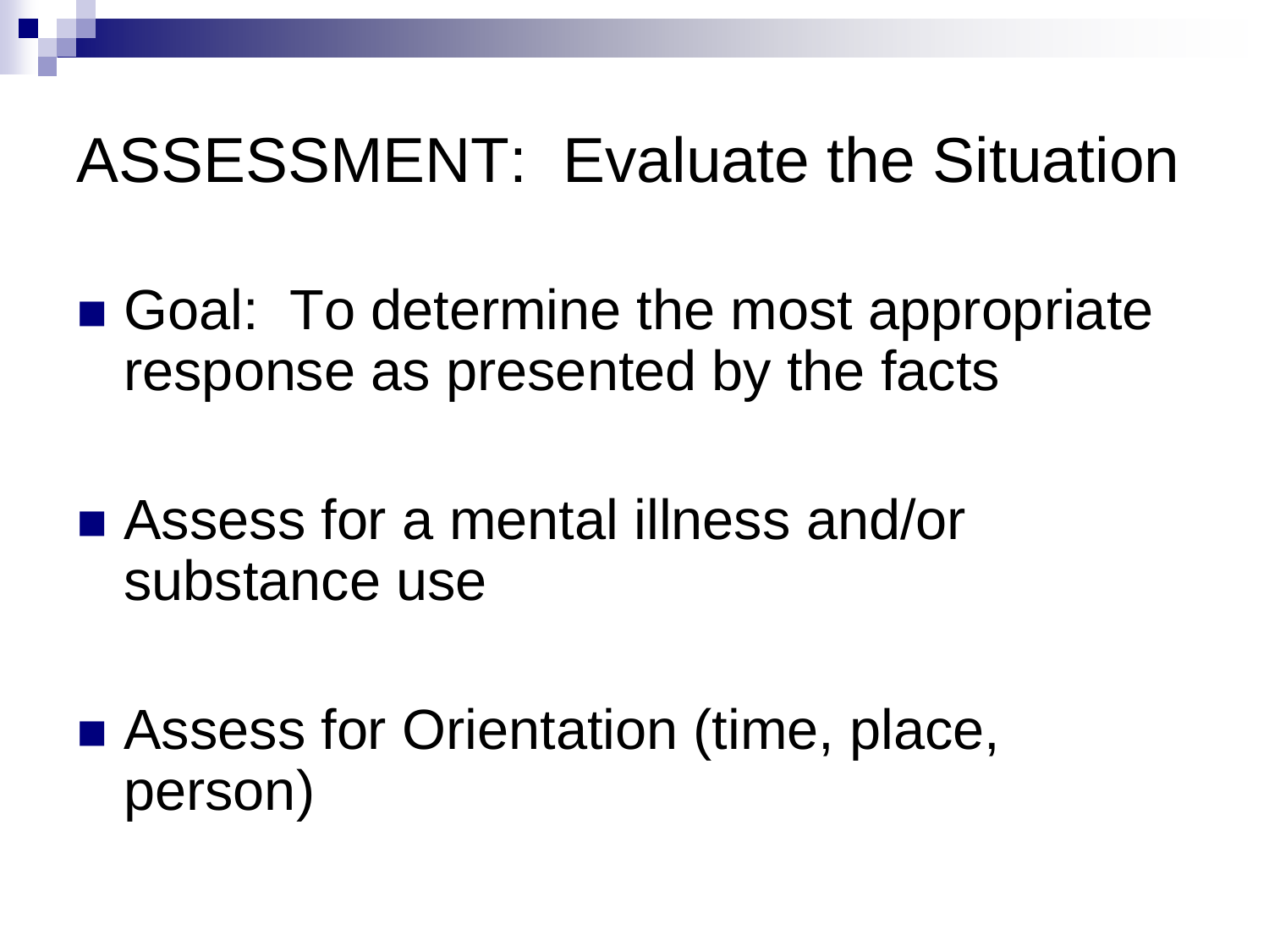# ASSESSMENT: Evaluate the Situation

- Goal: To determine the most appropriate response as presented by the facts
- Assess for a mental illness and/or substance use
- Assess for Orientation (time, place, person)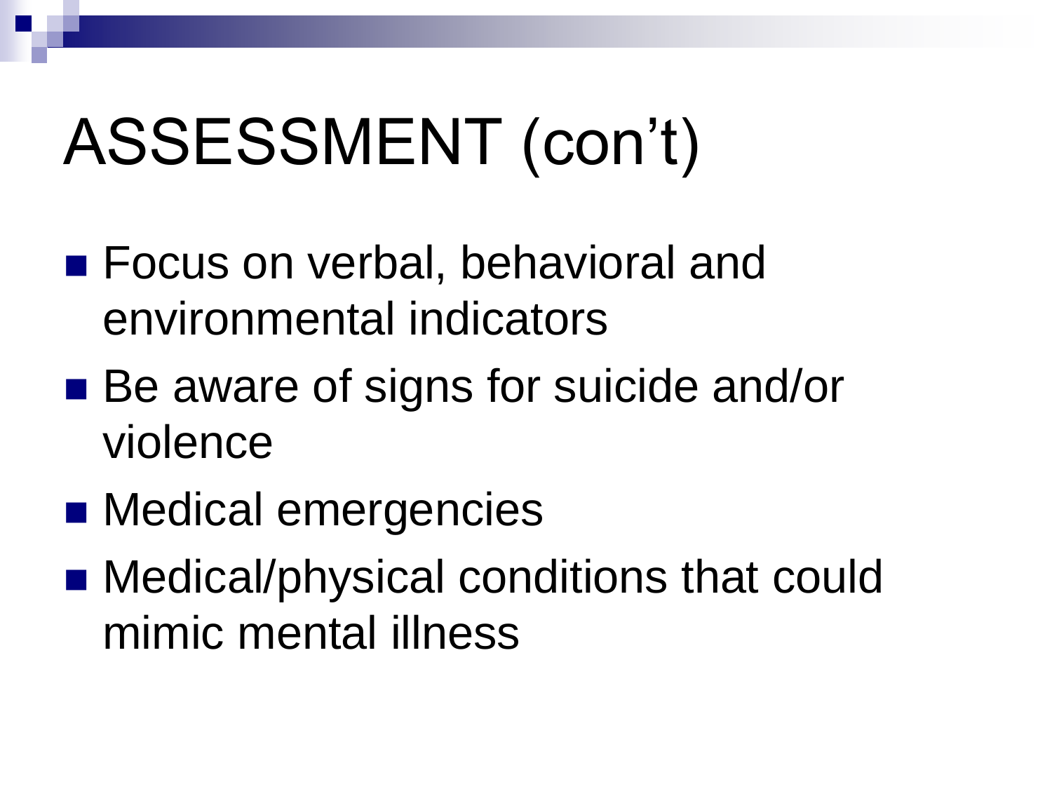# ASSESSMENT (con't)

- Focus on verbal, behavioral and environmental indicators
- Be aware of signs for suicide and/or violence
- Medical emergencies
- Medical/physical conditions that could mimic mental illness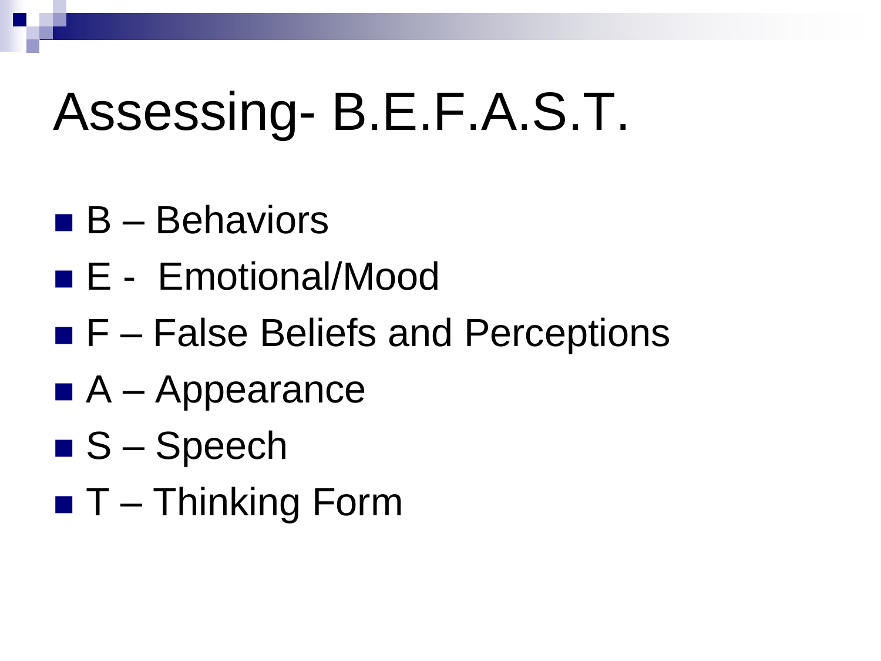# Assessing- B.E.F.A.S.T.

- B – Behaviors
- E - Emotional/Mood
- F – False Beliefs and Perceptions
- A – Appearance
- S – Speech
- T – Thinking Form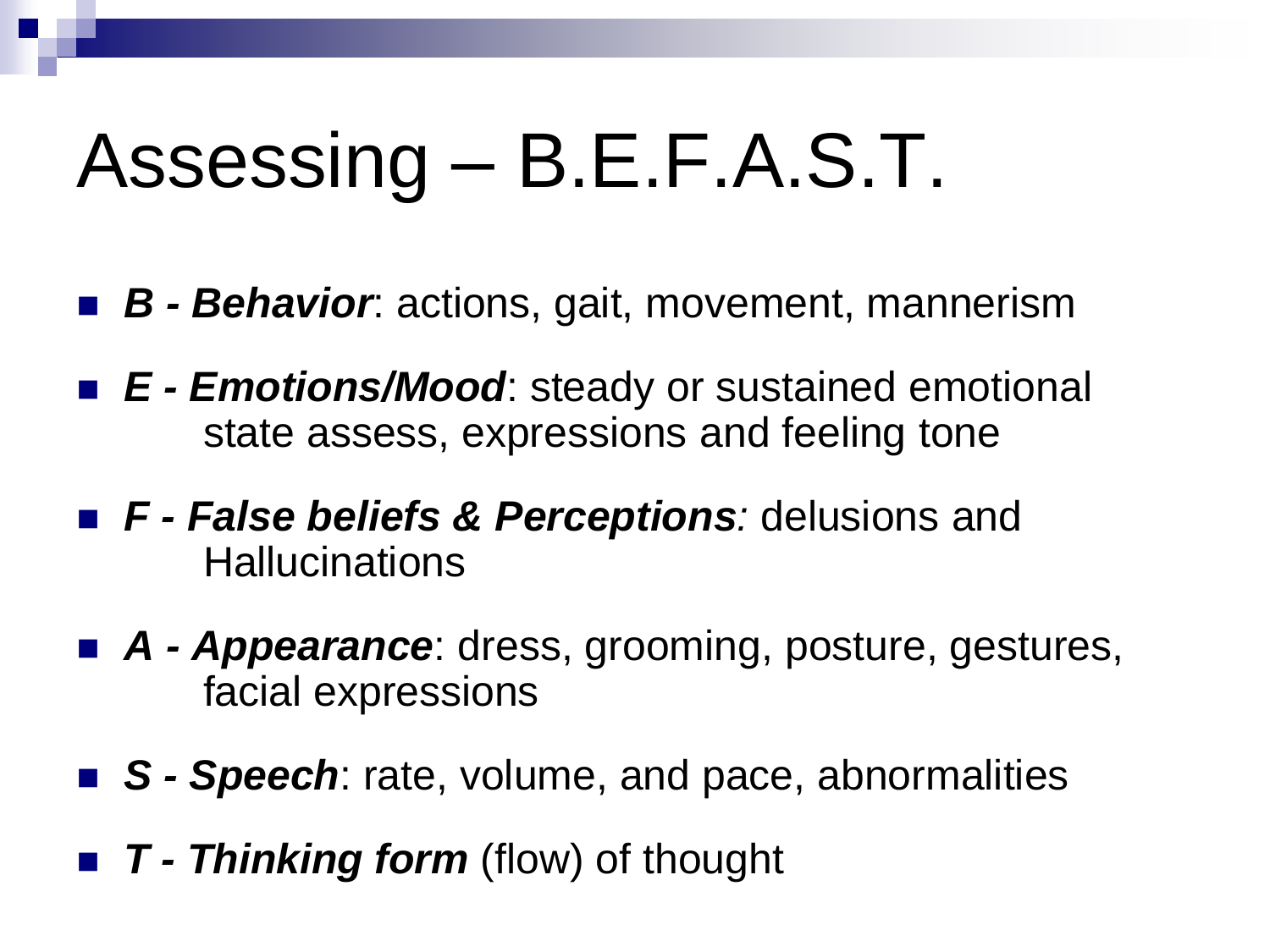# Assessing – B.E.F.A.S.T.

- ***B - Behavior***: actions, gait, movement, mannerism
- ***E - Emotions/Mood***: steady or sustained emotional state assess, expressions and feeling tone
- ***F - False beliefs & Perceptions****:* delusions and Hallucinations
- ***A - Appearance***: dress, grooming, posture, gestures, facial expressions
- ***S - Speech***: rate, volume, and pace, abnormalities
- ***T - Thinking form*** (flow) of thought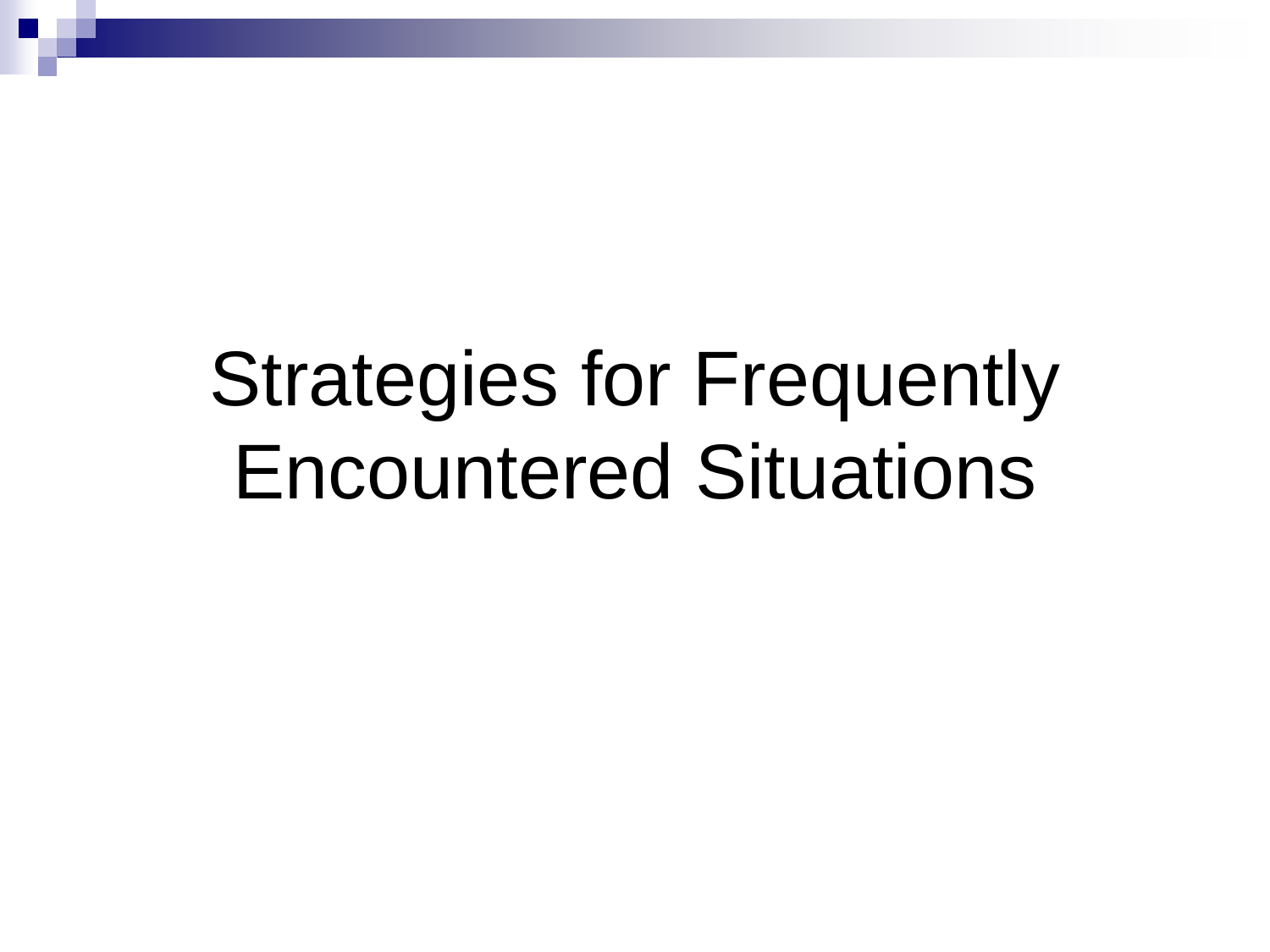# Strategies for Frequently Encountered Situations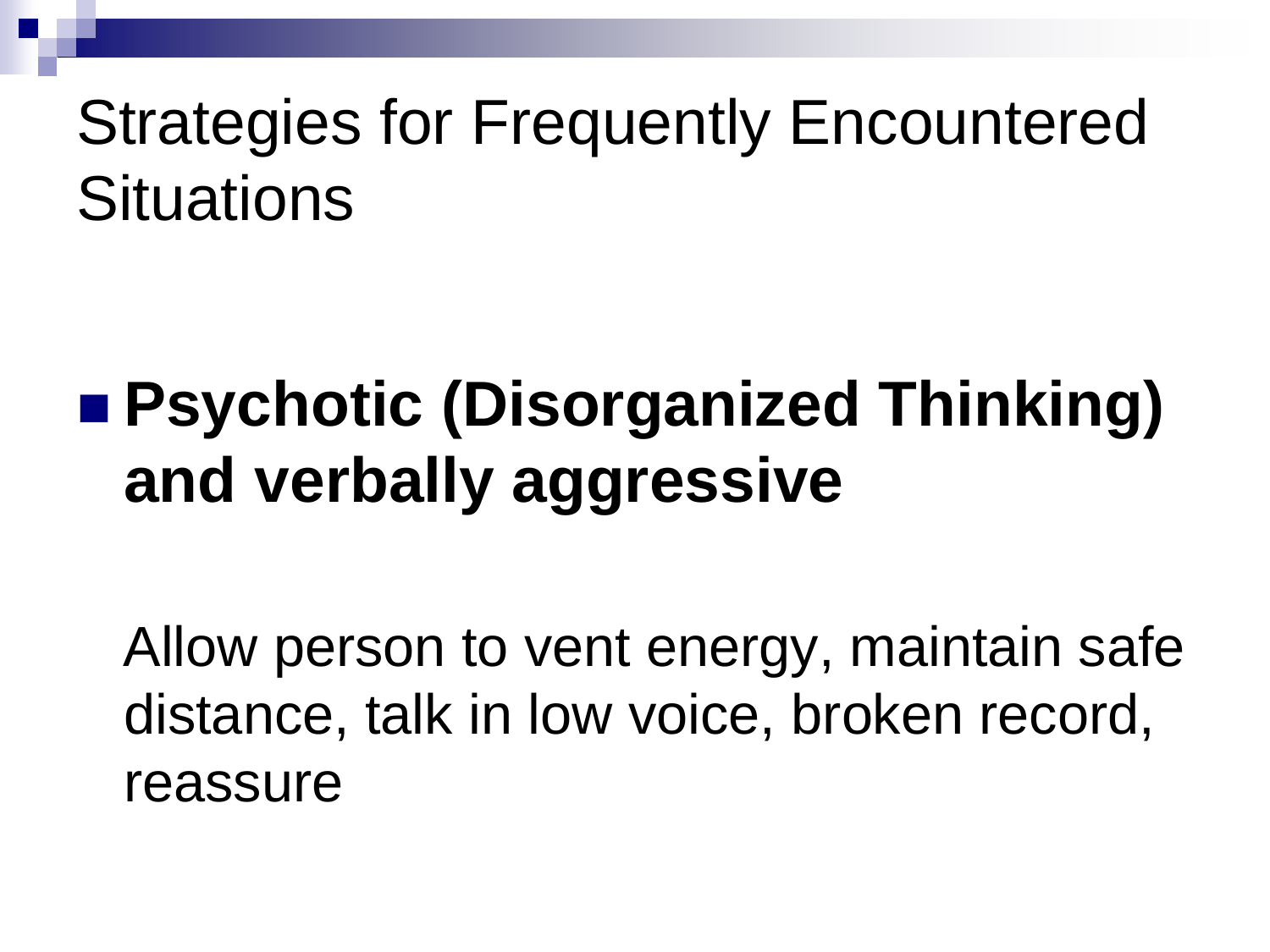# Strategies for Frequently Encountered Situations

- **Psychotic (Disorganized Thinking) and verbally aggressive**

  Allow person to vent energy, maintain safe distance, talk in low voice, broken record, reassure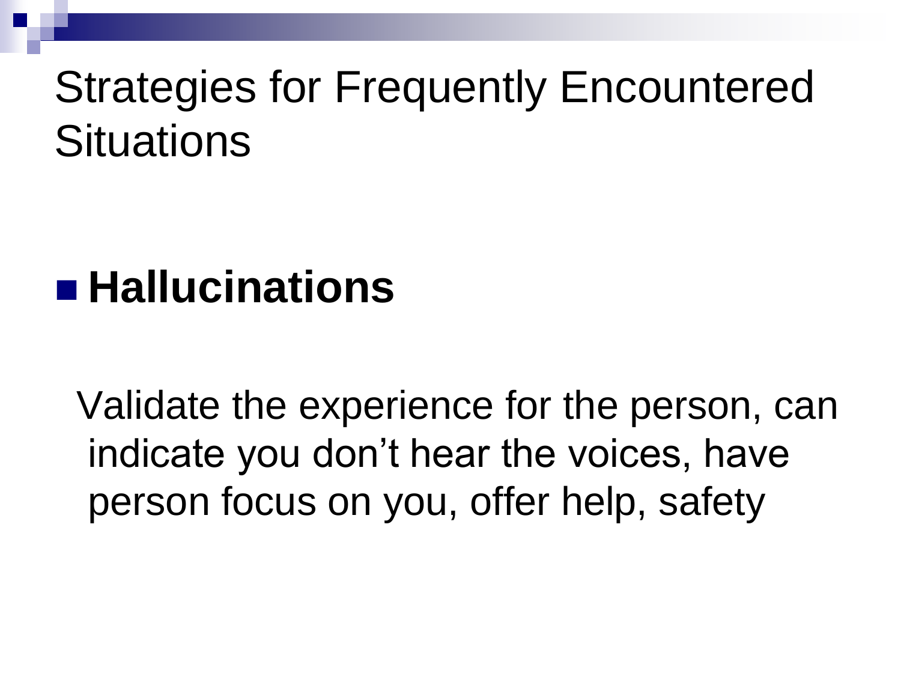# Strategies for Frequently Encountered Situations

- **Hallucinations**

Validate the experience for the person, can indicate you don't hear the voices, have person focus on you, offer help, safety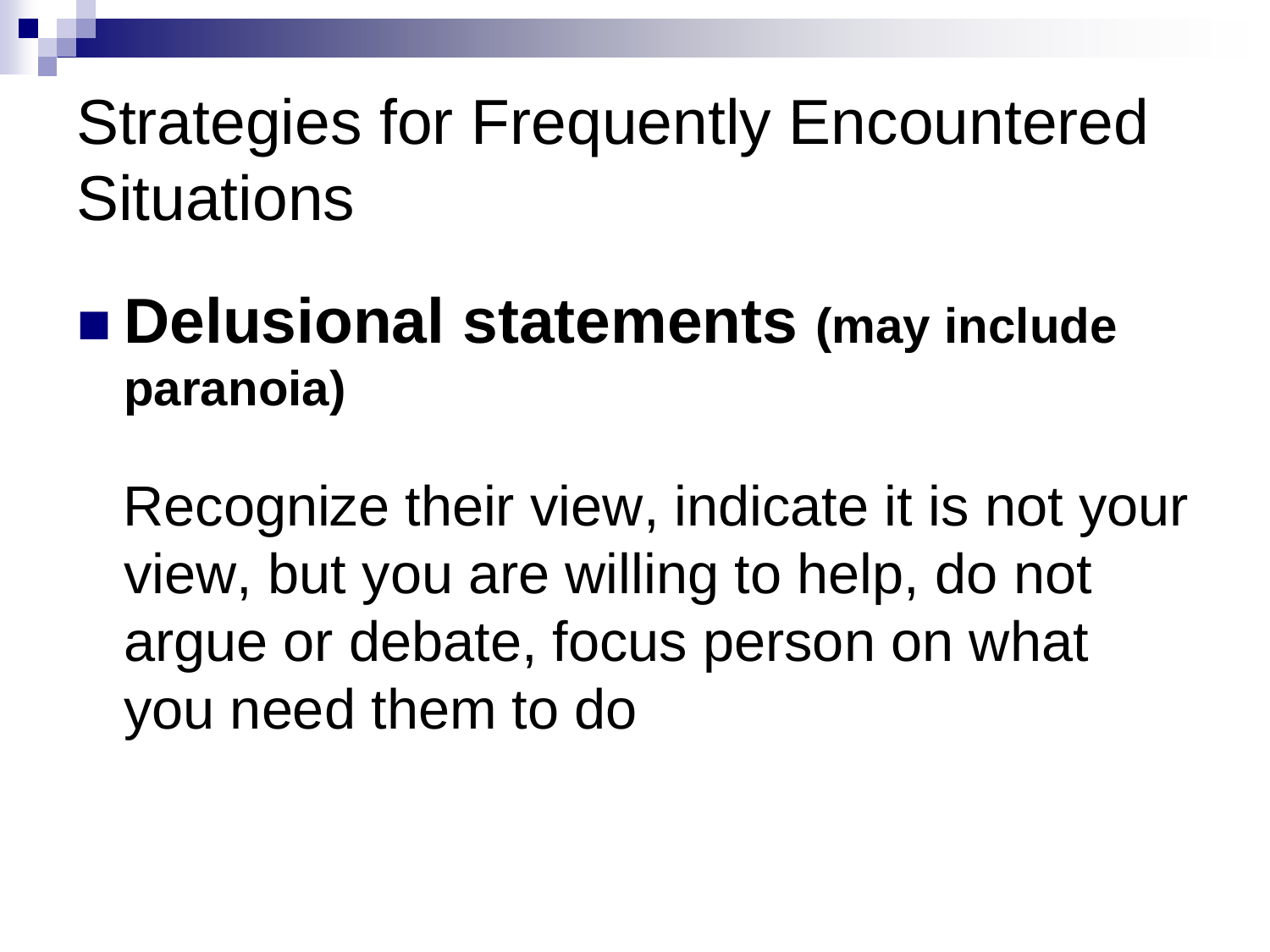# Strategies for Frequently Encountered Situations

- **Delusional statements (may include paranoia)**

  Recognize their view, indicate it is not your view, but you are willing to help, do not argue or debate, focus person on what you need them to do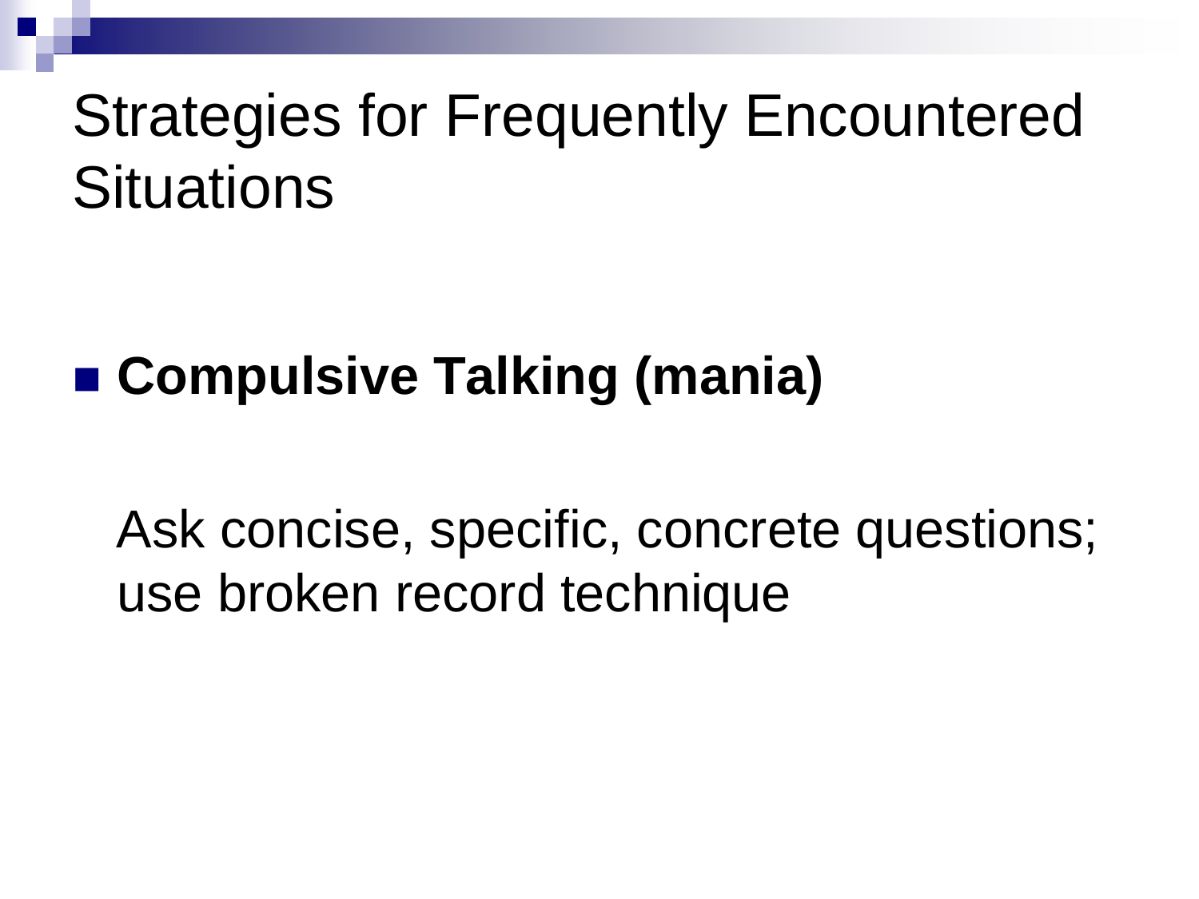# Strategies for Frequently Encountered Situations

- **Compulsive Talking (mania)**

  Ask concise, specific, concrete questions; use broken record technique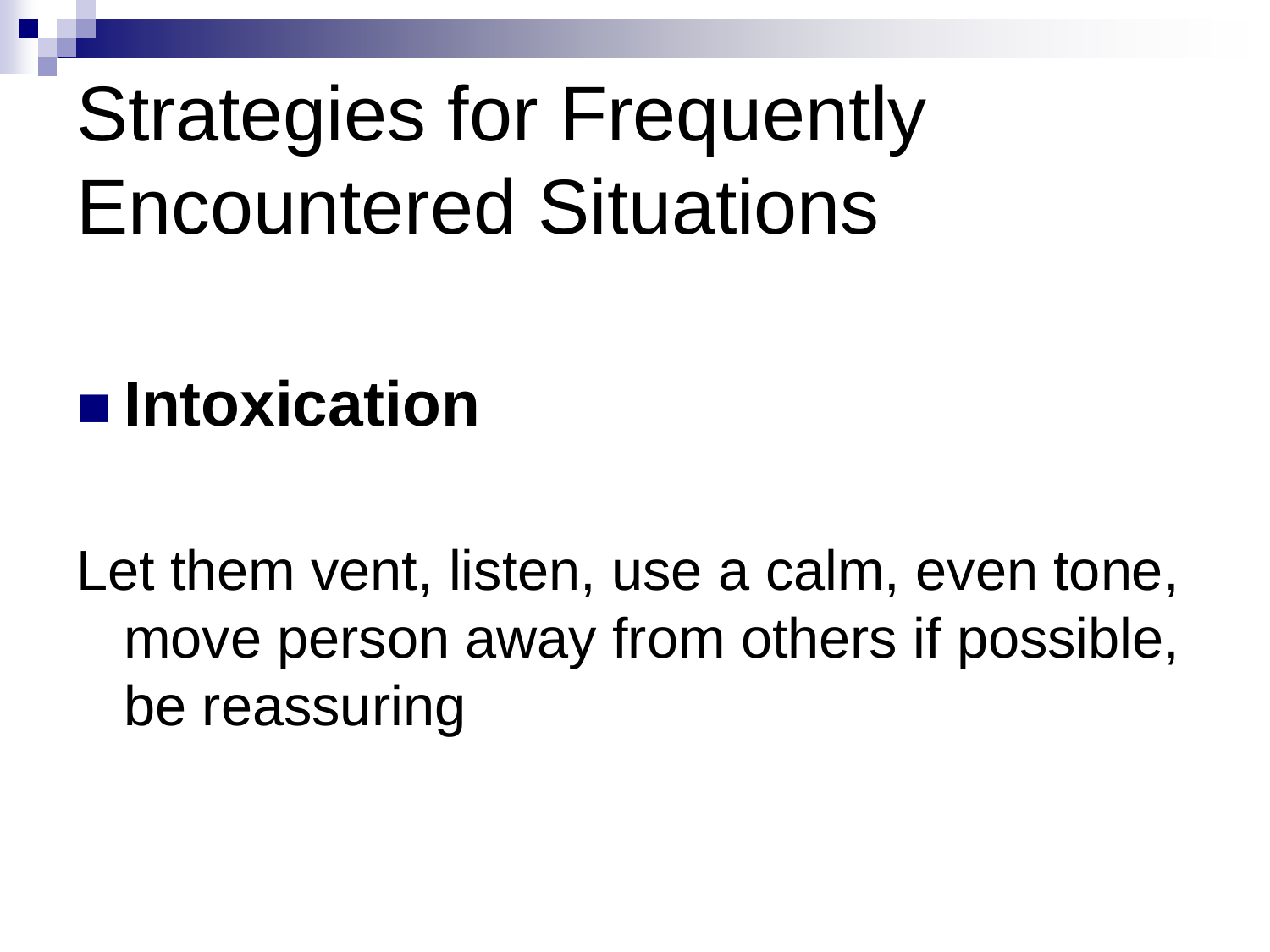# Strategies for Frequently Encountered Situations

- **Intoxication**

Let them vent, listen, use a calm, even tone, move person away from others if possible, be reassuring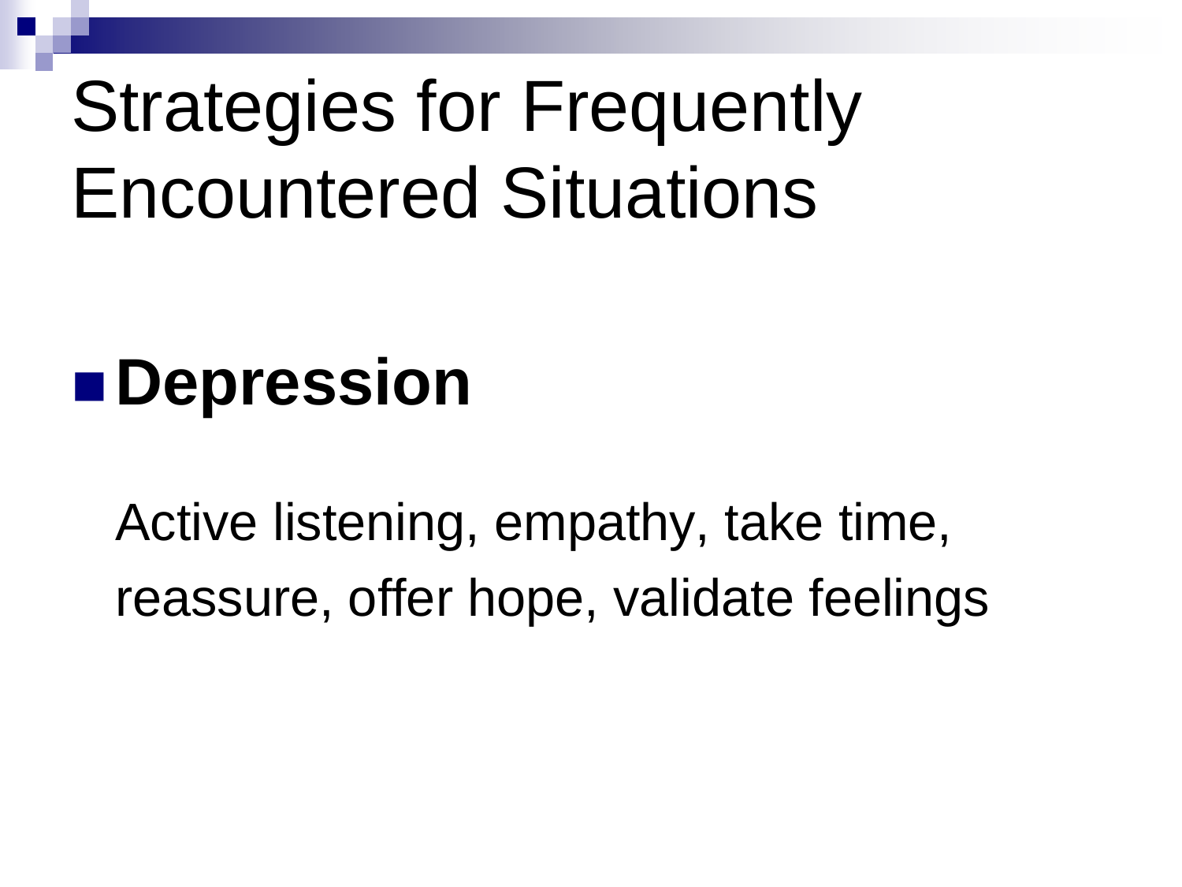# Strategies for Frequently Encountered Situations

- **Depression**

  Active listening, empathy, take time, reassure, offer hope, validate feelings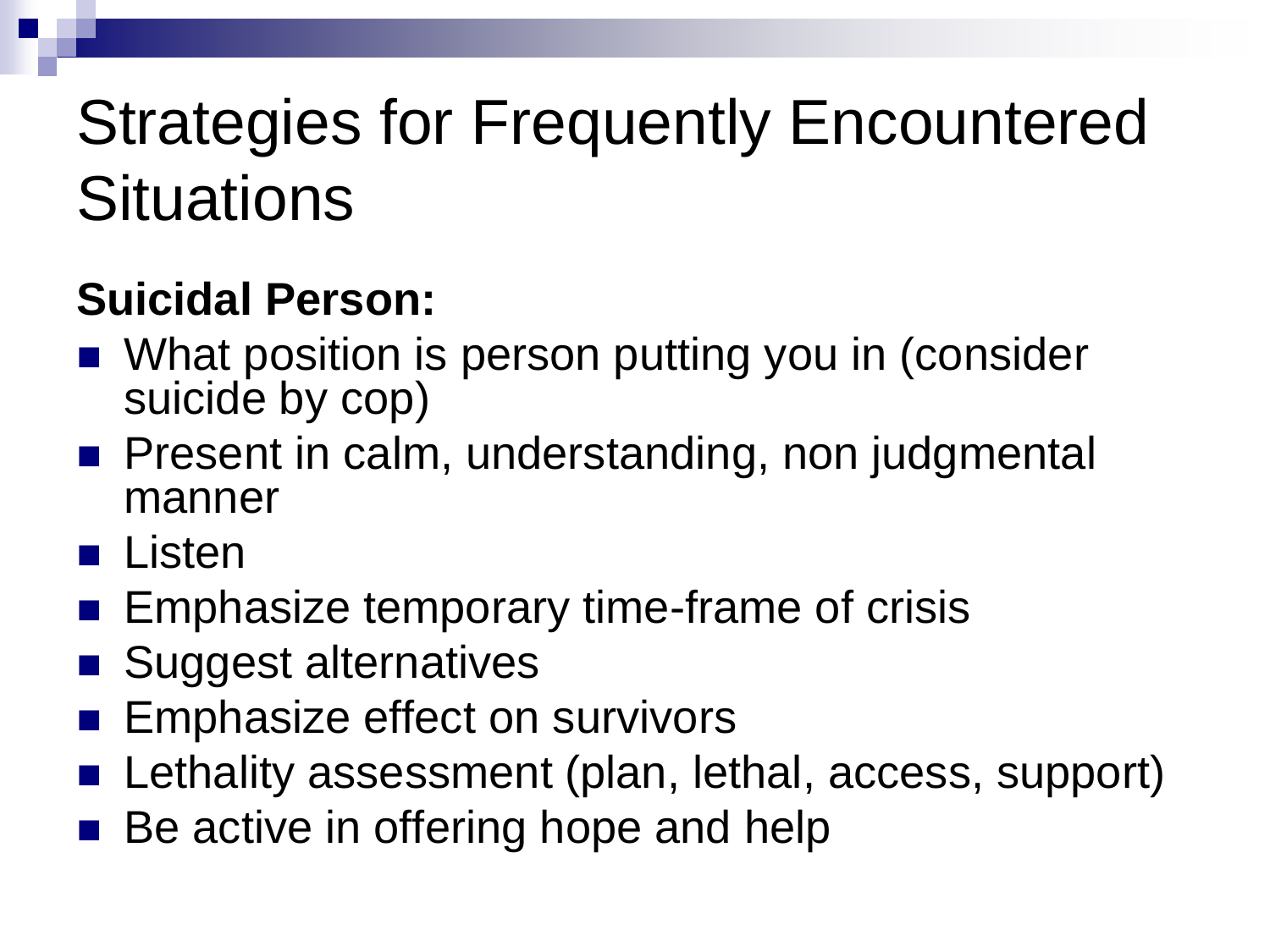# Strategies for Frequently Encountered Situations

**Suicidal Person:**

- What position is person putting you in (consider suicide by cop)
- Present in calm, understanding, non judgmental manner
- Listen
- Emphasize temporary time-frame of crisis
- Suggest alternatives
- Emphasize effect on survivors
- Lethality assessment (plan, lethal, access, support)
- Be active in offering hope and help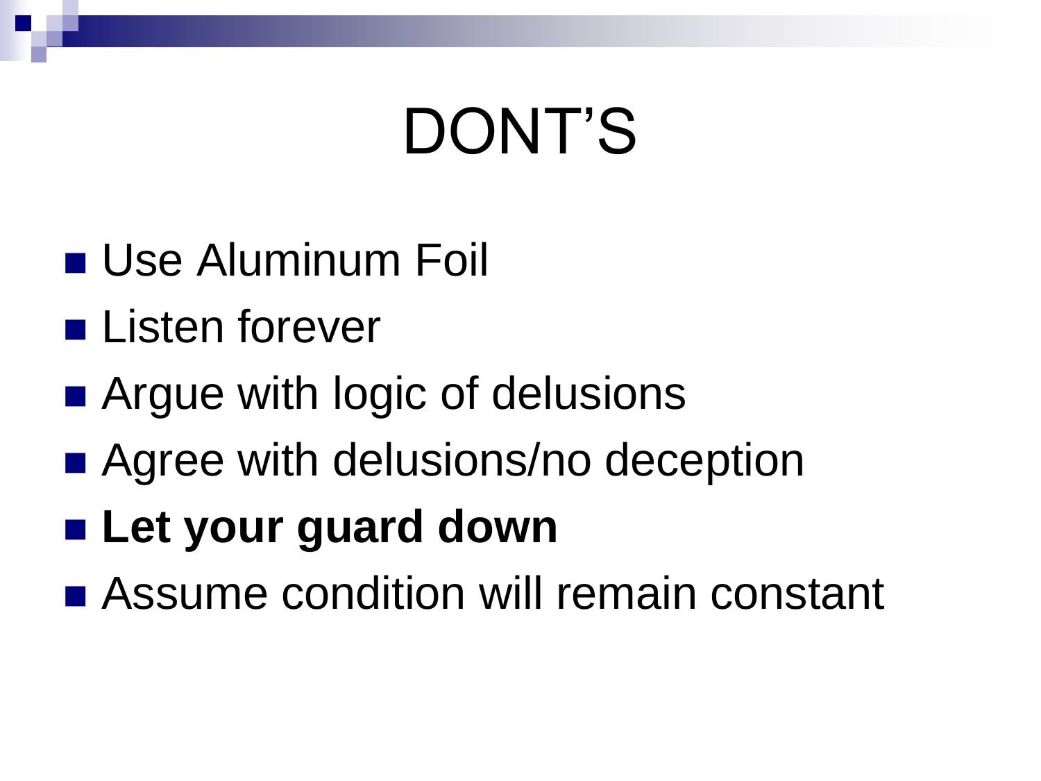# DONT’S

- Use Aluminum Foil
- Listen forever
- Argue with logic of delusions
- Agree with delusions/no deception
- **Let your guard down**
- Assume condition will remain constant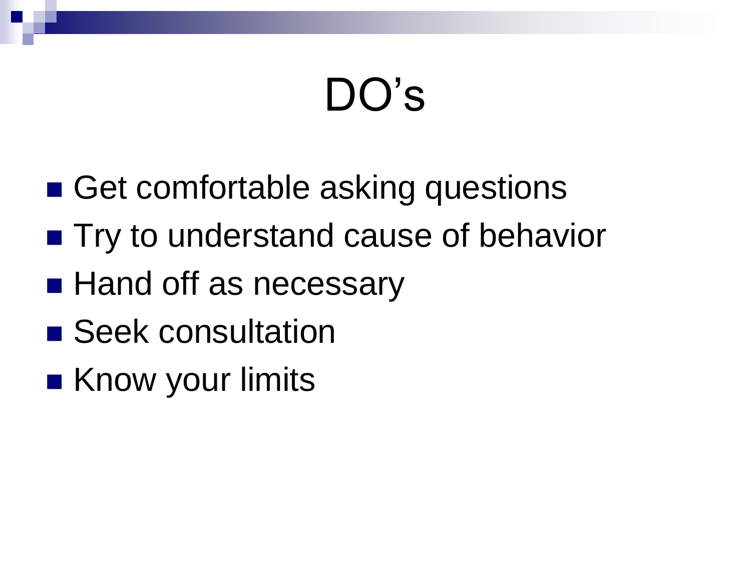# DO's

- Get comfortable asking questions
- Try to understand cause of behavior
- Hand off as necessary
- Seek consultation
- Know your limits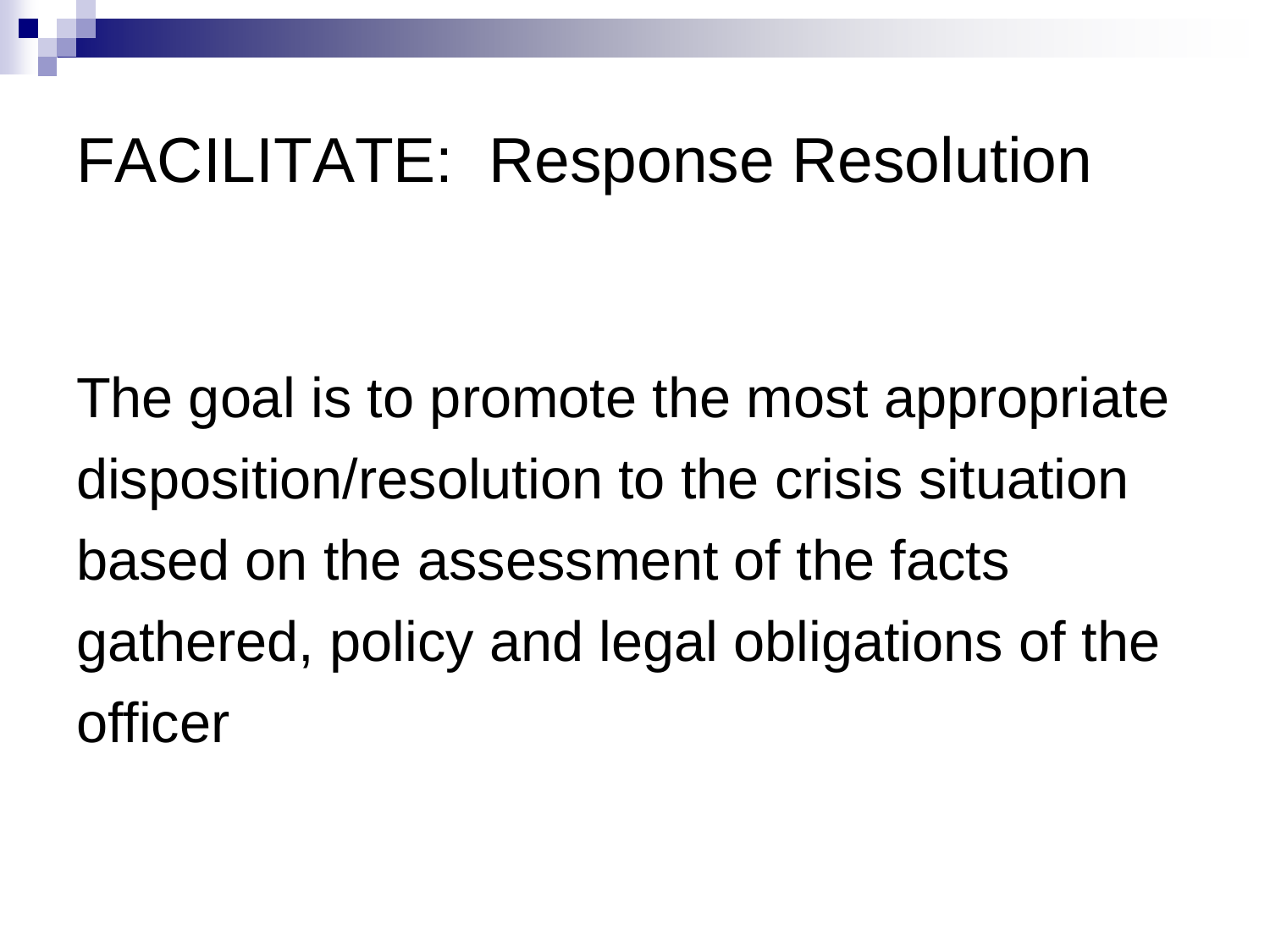# FACILITATE:  Response Resolution

The goal is to promote the most appropriate disposition/resolution to the crisis situation based on the assessment of the facts gathered, policy and legal obligations of the officer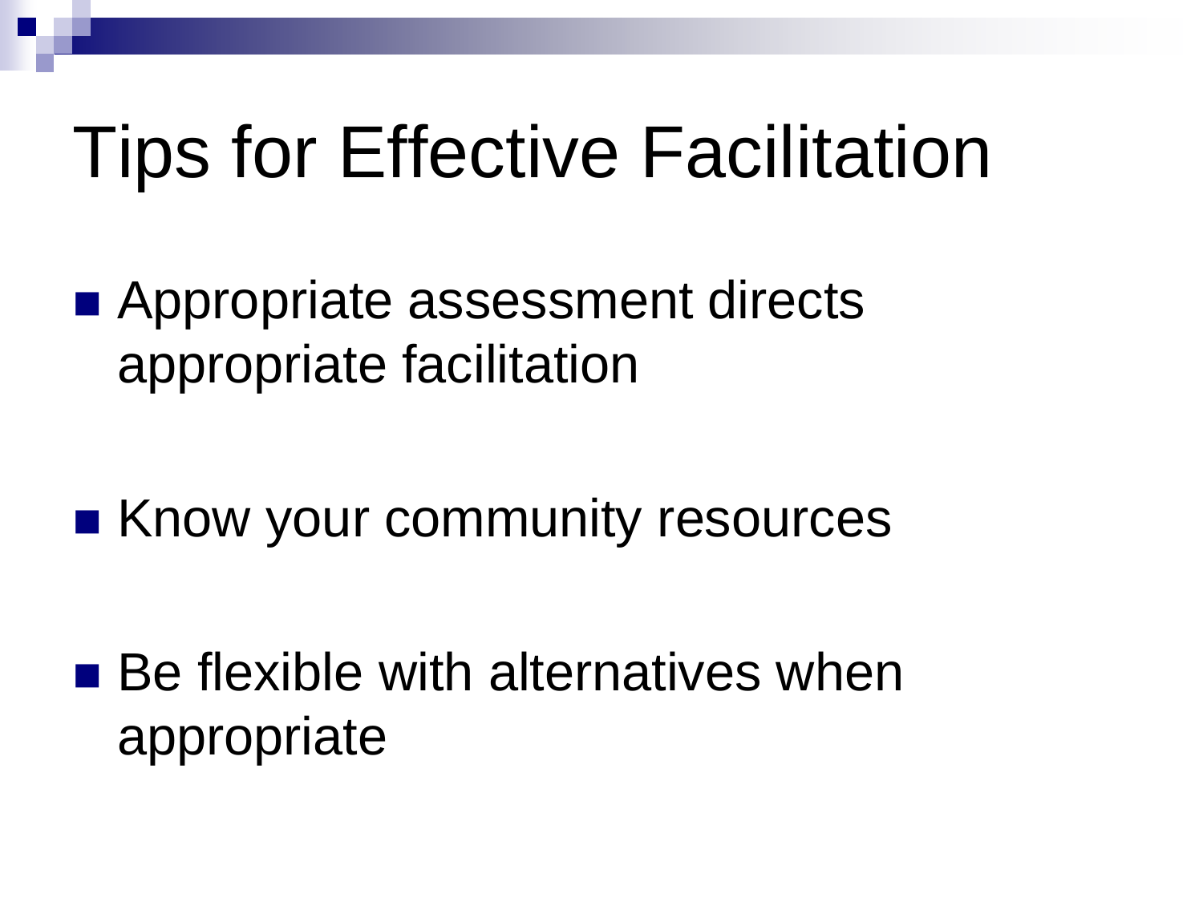# Tips for Effective Facilitation

- Appropriate assessment directs appropriate facilitation
- Know your community resources
- Be flexible with alternatives when appropriate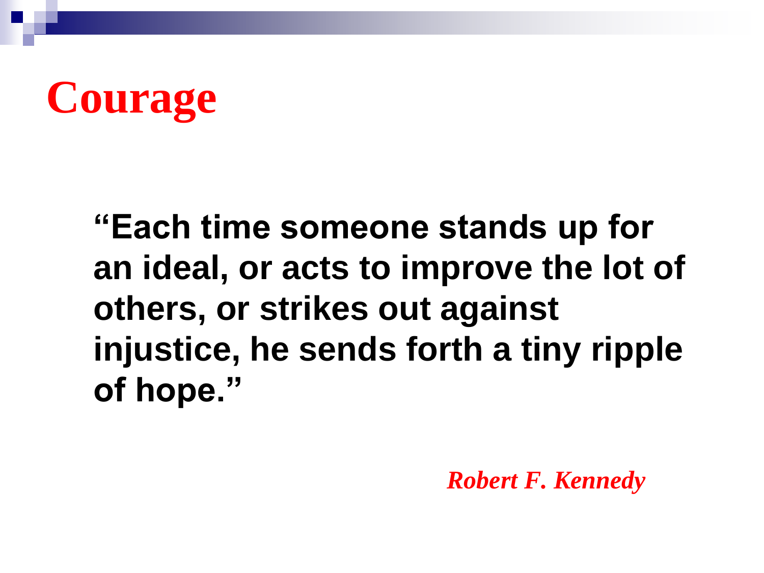# Courage

**“Each time someone stands up for an ideal, or acts to improve the lot of others, or strikes out against injustice, he sends forth a tiny ripple of hope.”**

***Robert F. Kennedy***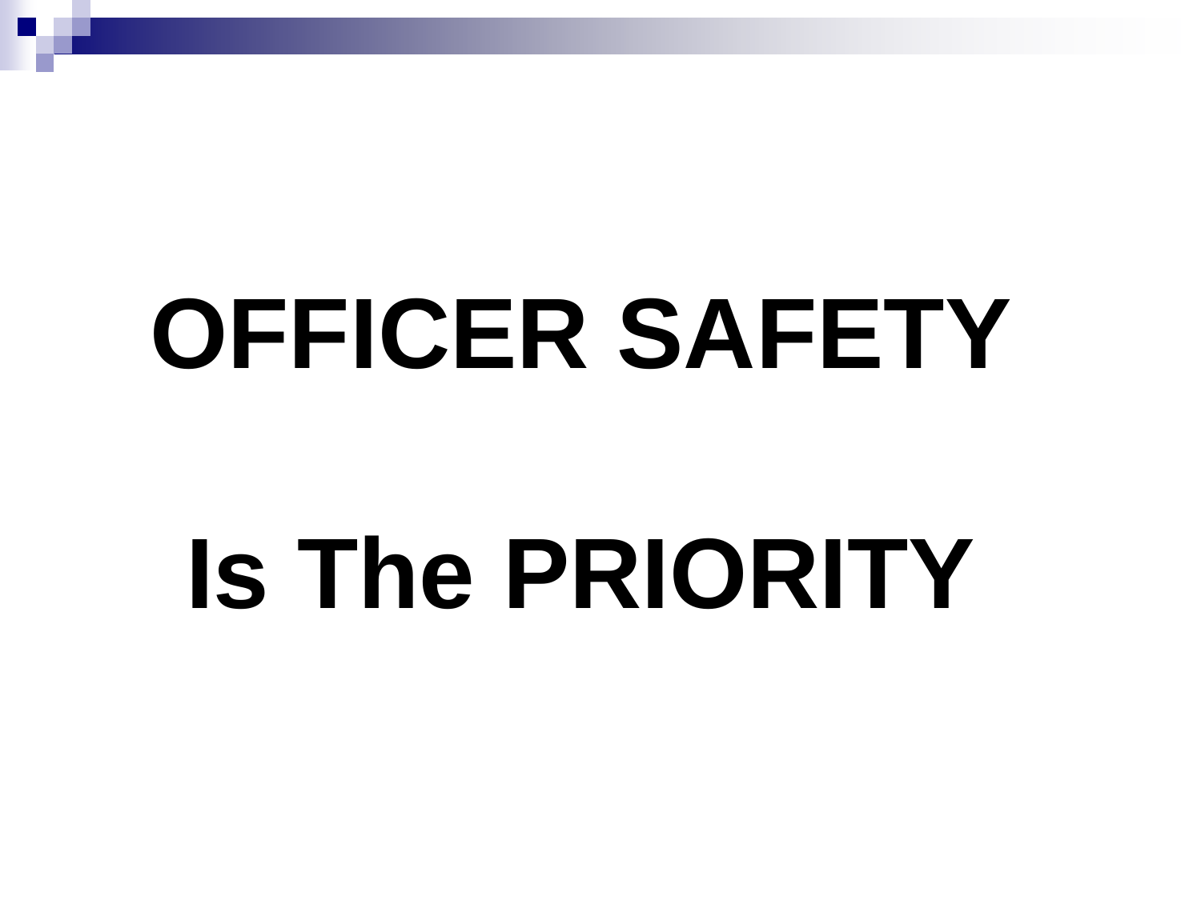# OFFICER SAFETY

# Is The PRIORITY